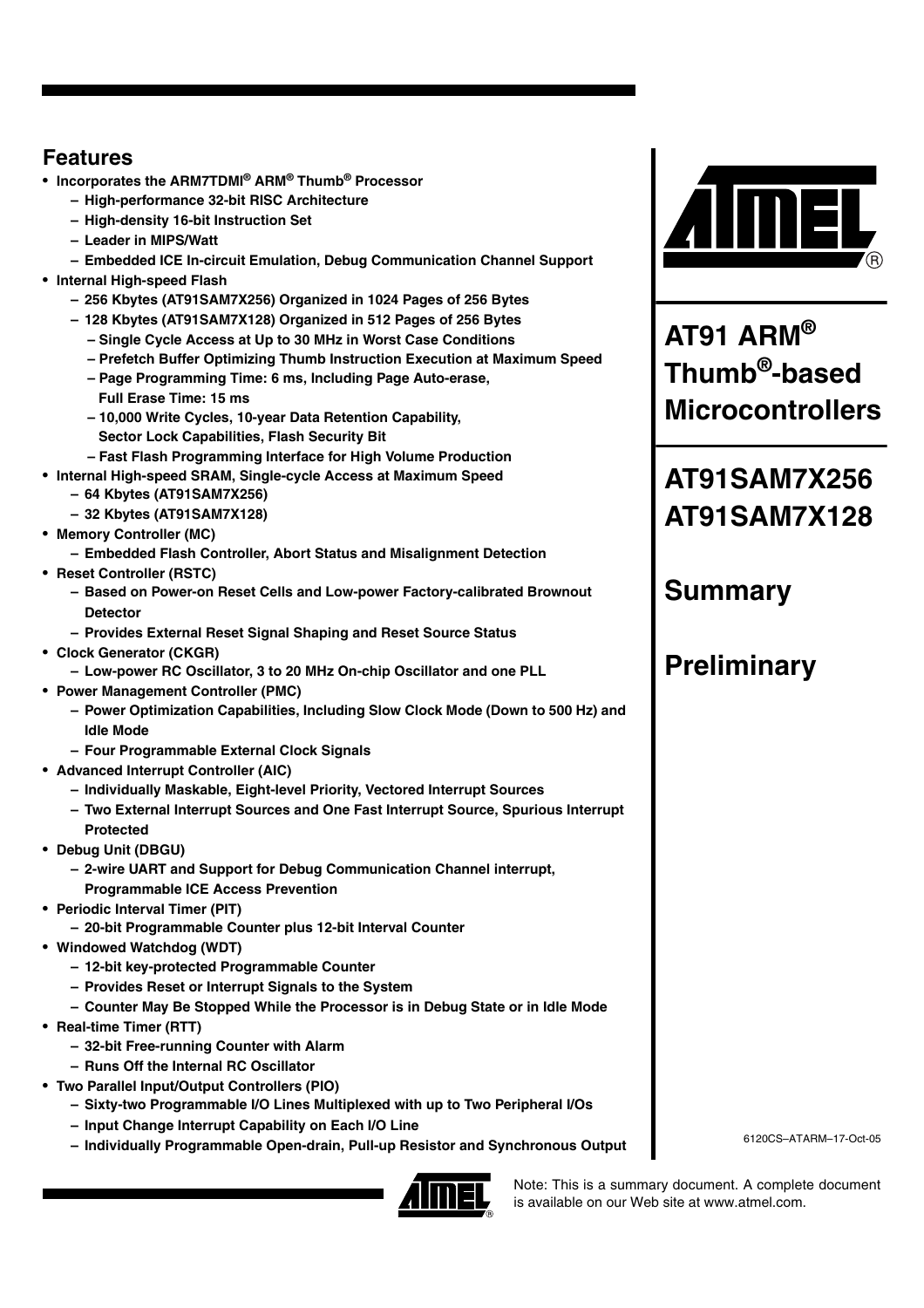# AT91 ARM® Thumb®-based Microcontrollers

# AT91SAM7X256 AT91SAM7X128

# Summary

# Preliminary

## Features

- **Incorporates the ARM7TDMI® ARM® Thumb® Processor**
  - High-performance 32-bit RISC Architecture
  - High-density 16-bit Instruction Set
  - Leader in MIPS/Watt
  - Embedded ICE In-circuit Emulation, Debug Communication Channel Support
- **Internal High-speed Flash**
  - 256 Kbytes (AT91SAM7X256) Organized in 1024 Pages of 256 Bytes
  - 128 Kbytes (AT91SAM7X128) Organized in 512 Pages of 256 Bytes
    - Single Cycle Access at Up to 30 MHz in Worst Case Conditions
    - Prefetch Buffer Optimizing Thumb Instruction Execution at Maximum Speed
    - Page Programming Time: 6 ms, Including Page Auto-erase, Full Erase Time: 15 ms
    - 10,000 Write Cycles, 10-year Data Retention Capability, Sector Lock Capabilities, Flash Security Bit
    - Fast Flash Programming Interface for High Volume Production
- **Internal High-speed SRAM, Single-cycle Access at Maximum Speed**
  - 64 Kbytes (AT91SAM7X256)
  - 32 Kbytes (AT91SAM7X128)
- **Memory Controller (MC)**
  - Embedded Flash Controller, Abort Status and Misalignment Detection
- **Reset Controller (RSTC)**
  - Based on Power-on Reset Cells and Low-power Factory-calibrated Brownout Detector
  - Provides External Reset Signal Shaping and Reset Source Status
- **Clock Generator (CKGR)**
  - Low-power RC Oscillator, 3 to 20 MHz On-chip Oscillator and one PLL
- **Power Management Controller (PMC)**
  - Power Optimization Capabilities, Including Slow Clock Mode (Down to 500 Hz) and Idle Mode
  - Four Programmable External Clock Signals
- **Advanced Interrupt Controller (AIC)**
  - Individually Maskable, Eight-level Priority, Vectored Interrupt Sources
  - Two External Interrupt Sources and One Fast Interrupt Source, Spurious Interrupt Protected
- **Debug Unit (DBGU)**
  - 2-wire UART and Support for Debug Communication Channel interrupt, Programmable ICE Access Prevention
- **Periodic Interval Timer (PIT)**
  - 20-bit Programmable Counter plus 12-bit Interval Counter
- **Windowed Watchdog (WDT)**
  - 12-bit key-protected Programmable Counter
  - Provides Reset or Interrupt Signals to the System
  - Counter May Be Stopped While the Processor is in Debug State or in Idle Mode
- **Real-time Timer (RTT)**
  - 32-bit Free-running Counter with Alarm
  - Runs Off the Internal RC Oscillator
- **Two Parallel Input/Output Controllers (PIO)**
  - Sixty-two Programmable I/O Lines Multiplexed with up to Two Peripheral I/Os
  - Input Change Interrupt Capability on Each I/O Line
  - Individually Programmable Open-drain, Pull-up Resistor and Synchronous Output

6120CS–ATARM–17-Oct-05

Note: This is a summary document. A complete document is available on our Web site at www.atmel.com.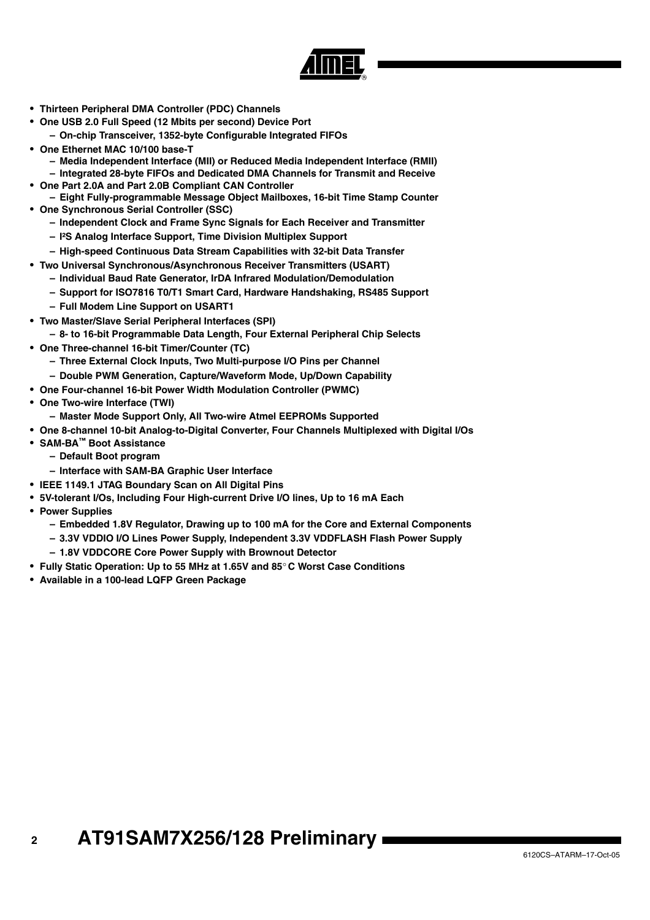- **Thirteen Peripheral DMA Controller (PDC) Channels**
- **One USB 2.0 Full Speed (12 Mbits per second) Device Port**
  - **On-chip Transceiver, 1352-byte Configurable Integrated FIFOs**
- **One Ethernet MAC 10/100 base-T**
  - **Media Independent Interface (MII) or Reduced Media Independent Interface (RMII)**
  - **Integrated 28-byte FIFOs and Dedicated DMA Channels for Transmit and Receive**
- **One Part 2.0A and Part 2.0B Compliant CAN Controller**
  - **Eight Fully-programmable Message Object Mailboxes, 16-bit Time Stamp Counter**
- **One Synchronous Serial Controller (SSC)**
  - **Independent Clock and Frame Sync Signals for Each Receiver and Transmitter**
  - **I²S Analog Interface Support, Time Division Multiplex Support**
  - **High-speed Continuous Data Stream Capabilities with 32-bit Data Transfer**
- **Two Universal Synchronous/Asynchronous Receiver Transmitters (USART)**
  - **Individual Baud Rate Generator, IrDA Infrared Modulation/Demodulation**
  - **Support for ISO7816 T0/T1 Smart Card, Hardware Handshaking, RS485 Support**
  - **Full Modem Line Support on USART1**
- **Two Master/Slave Serial Peripheral Interfaces (SPI)**
  - **8- to 16-bit Programmable Data Length, Four External Peripheral Chip Selects**
- **One Three-channel 16-bit Timer/Counter (TC)**
  - **Three External Clock Inputs, Two Multi-purpose I/O Pins per Channel**
  - **Double PWM Generation, Capture/Waveform Mode, Up/Down Capability**
- **One Four-channel 16-bit Power Width Modulation Controller (PWMC)**
- **One Two-wire Interface (TWI)**
  - **Master Mode Support Only, All Two-wire Atmel EEPROMs Supported**
- **One 8-channel 10-bit Analog-to-Digital Converter, Four Channels Multiplexed with Digital I/Os**
- **SAM-BA™ Boot Assistance**
  - **Default Boot program**
  - **Interface with SAM-BA Graphic User Interface**
- **IEEE 1149.1 JTAG Boundary Scan on All Digital Pins**
- **5V-tolerant I/Os, Including Four High-current Drive I/O lines, Up to 16 mA Each**
- **Power Supplies**
  - **Embedded 1.8V Regulator, Drawing up to 100 mA for the Core and External Components**
  - **3.3V VDDIO I/O Lines Power Supply, Independent 3.3V VDDFLASH Flash Power Supply**
  - **1.8V VDDCORE Core Power Supply with Brownout Detector**
- **Fully Static Operation: Up to 55 MHz at 1.65V and 85°C Worst Case Conditions**
- **Available in a 100-lead LQFP Green Package**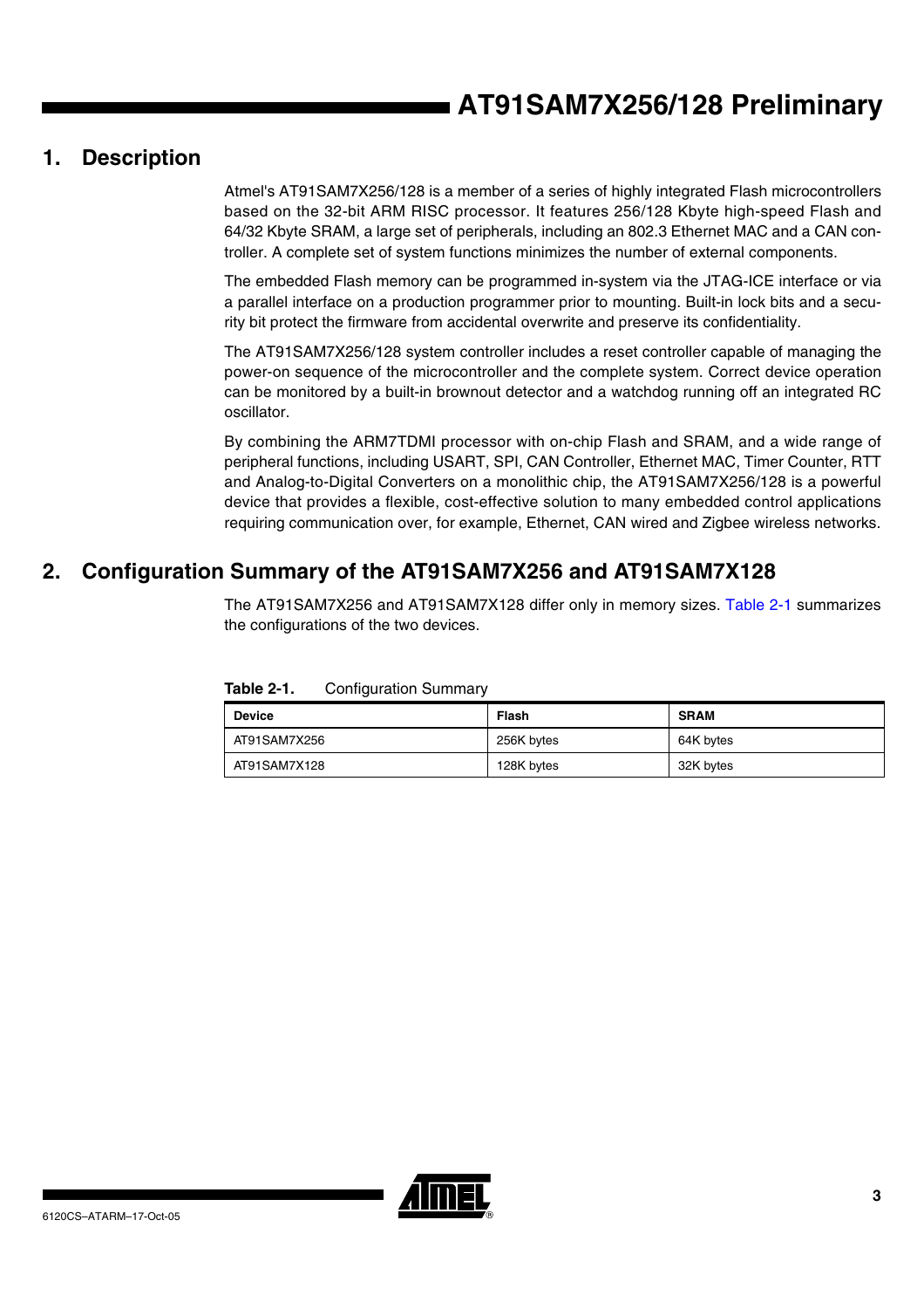# 1. Description

Atmel's AT91SAM7X256/128 is a member of a series of highly integrated Flash microcontrollers based on the 32-bit ARM RISC processor. It features 256/128 Kbyte high-speed Flash and 64/32 Kbyte SRAM, a large set of peripherals, including an 802.3 Ethernet MAC and a CAN controller. A complete set of system functions minimizes the number of external components.

The embedded Flash memory can be programmed in-system via the JTAG-ICE interface or via a parallel interface on a production programmer prior to mounting. Built-in lock bits and a security bit protect the firmware from accidental overwrite and preserve its confidentiality.

The AT91SAM7X256/128 system controller includes a reset controller capable of managing the power-on sequence of the microcontroller and the complete system. Correct device operation can be monitored by a built-in brownout detector and a watchdog running off an integrated RC oscillator.

By combining the ARM7TDMI processor with on-chip Flash and SRAM, and a wide range of peripheral functions, including USART, SPI, CAN Controller, Ethernet MAC, Timer Counter, RTT and Analog-to-Digital Converters on a monolithic chip, the AT91SAM7X256/128 is a powerful device that provides a flexible, cost-effective solution to many embedded control applications requiring communication over, for example, Ethernet, CAN wired and Zigbee wireless networks.

# 2. Configuration Summary of the AT91SAM7X256 and AT91SAM7X128

The AT91SAM7X256 and AT91SAM7X128 differ only in memory sizes. Table 2-1 summarizes the configurations of the two devices.

**Table 2-1.** Configuration Summary

| Device | Flash | SRAM |
|---|---|---|
| AT91SAM7X256 | 256K bytes | 64K bytes |
| AT91SAM7X128 | 128K bytes | 32K bytes |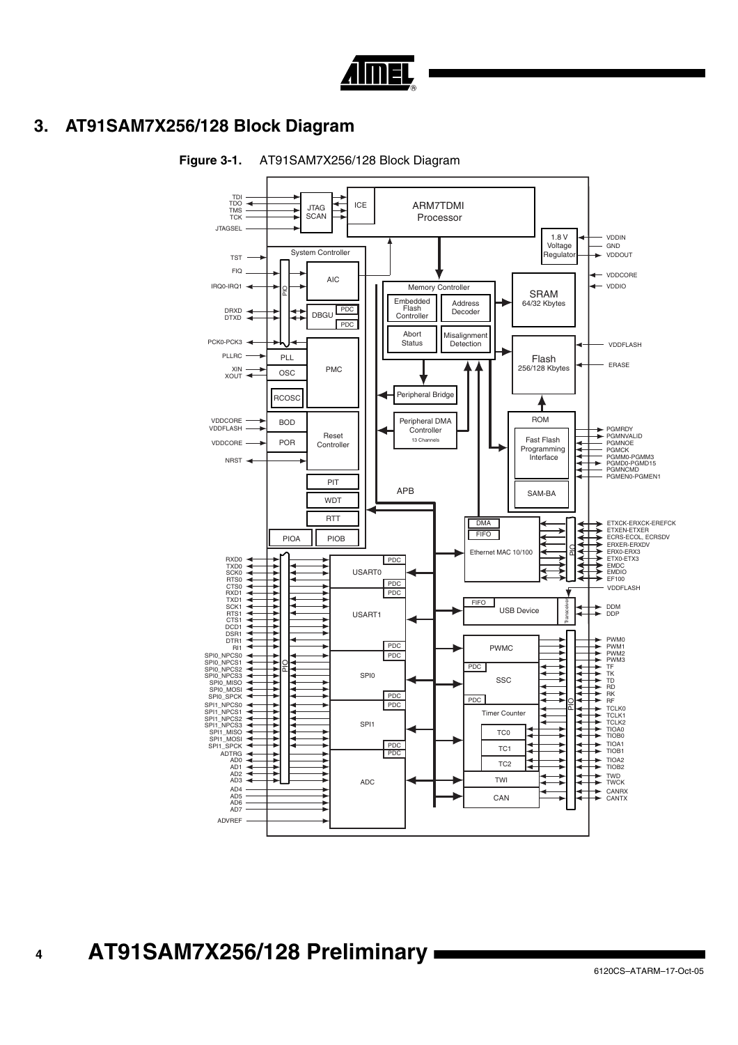# 3. AT91SAM7X256/128 Block Diagram

**Figure 3-1.** AT91SAM7X256/128 Block Diagram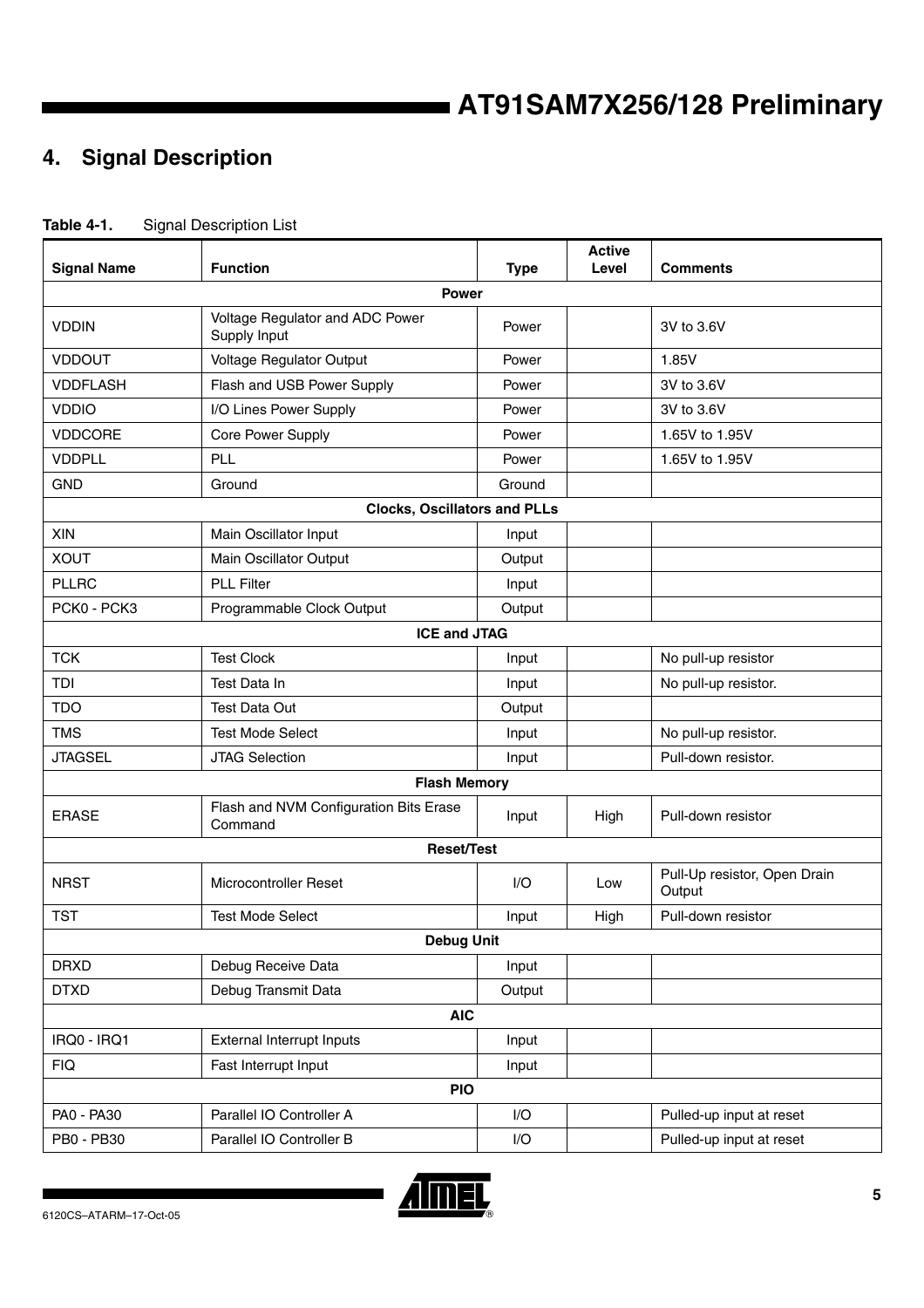## 4. Signal Description

**Table 4-1.** Signal Description List

| Signal Name | Function | Type | Active Level | Comments |
|---|---|---|---|---|
| **Power** | | | | |
| VDDIN | Voltage Regulator and ADC Power Supply Input | Power | | 3V to 3.6V |
| VDDOUT | Voltage Regulator Output | Power | | 1.85V |
| VDDFLASH | Flash and USB Power Supply | Power | | 3V to 3.6V |
| VDDIO | I/O Lines Power Supply | Power | | 3V to 3.6V |
| VDDCORE | Core Power Supply | Power | | 1.65V to 1.95V |
| VDDPLL | PLL | Power | | 1.65V to 1.95V |
| GND | Ground | Ground | | |
| **Clocks, Oscillators and PLLs** | | | | |
| XIN | Main Oscillator Input | Input | | |
| XOUT | Main Oscillator Output | Output | | |
| PLLRC | PLL Filter | Input | | |
| PCK0 - PCK3 | Programmable Clock Output | Output | | |
| **ICE and JTAG** | | | | |
| TCK | Test Clock | Input | | No pull-up resistor |
| TDI | Test Data In | Input | | No pull-up resistor. |
| TDO | Test Data Out | Output | | |
| TMS | Test Mode Select | Input | | No pull-up resistor. |
| JTAGSEL | JTAG Selection | Input | | Pull-down resistor. |
| **Flash Memory** | | | | |
| ERASE | Flash and NVM Configuration Bits Erase Command | Input | High | Pull-down resistor |
| **Reset/Test** | | | | |
| NRST | Microcontroller Reset | I/O | Low | Pull-Up resistor, Open Drain Output |
| TST | Test Mode Select | Input | High | Pull-down resistor |
| **Debug Unit** | | | | |
| DRXD | Debug Receive Data | Input | | |
| DTXD | Debug Transmit Data | Output | | |
| **AIC** | | | | |
| IRQ0 - IRQ1 | External Interrupt Inputs | Input | | |
| FIQ | Fast Interrupt Input | Input | | |
| **PIO** | | | | |
| PA0 - PA30 | Parallel IO Controller A | I/O | | Pulled-up input at reset |
| PB0 - PB30 | Parallel IO Controller B | I/O | | Pulled-up input at reset |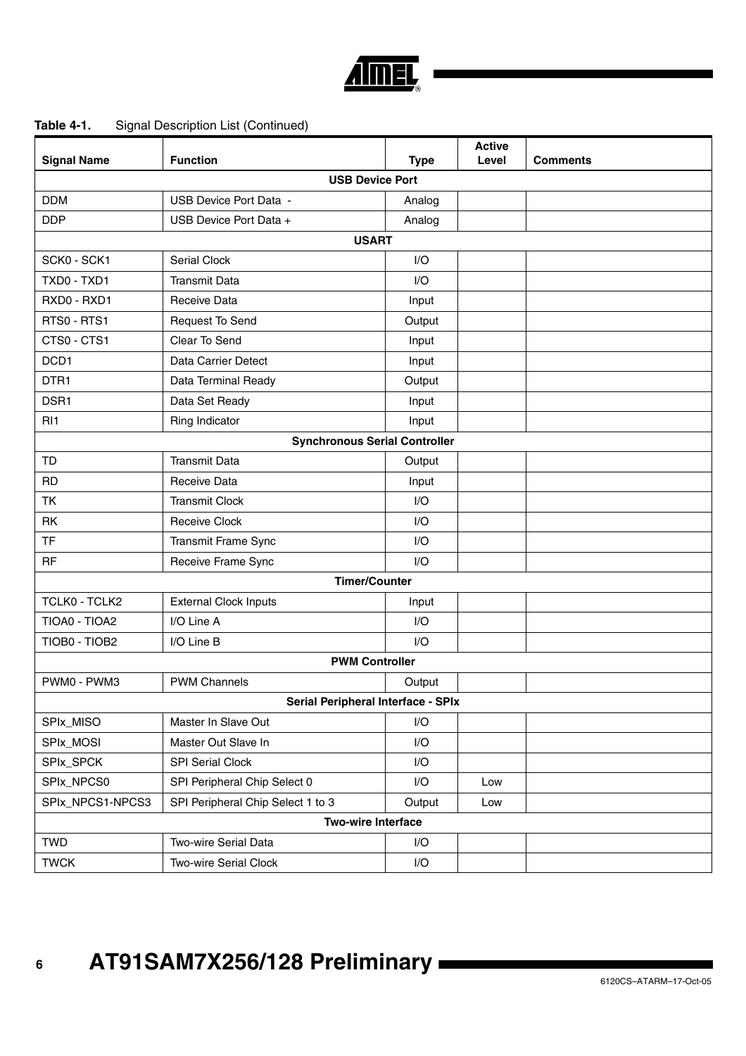**Table 4-1.** Signal Description List (Continued)

| Signal Name | Function | Type | Active Level | Comments |
|---|---|---|---|---|
| **USB Device Port** | | | | |
| DDM | USB Device Port Data - | Analog | | |
| DDP | USB Device Port Data + | Analog | | |
| **USART** | | | | |
| SCK0 - SCK1 | Serial Clock | I/O | | |
| TXD0 - TXD1 | Transmit Data | I/O | | |
| RXD0 - RXD1 | Receive Data | Input | | |
| RTS0 - RTS1 | Request To Send | Output | | |
| CTS0 - CTS1 | Clear To Send | Input | | |
| DCD1 | Data Carrier Detect | Input | | |
| DTR1 | Data Terminal Ready | Output | | |
| DSR1 | Data Set Ready | Input | | |
| RI1 | Ring Indicator | Input | | |
| **Synchronous Serial Controller** | | | | |
| TD | Transmit Data | Output | | |
| RD | Receive Data | Input | | |
| TK | Transmit Clock | I/O | | |
| RK | Receive Clock | I/O | | |
| TF | Transmit Frame Sync | I/O | | |
| RF | Receive Frame Sync | I/O | | |
| **Timer/Counter** | | | | |
| TCLK0 - TCLK2 | External Clock Inputs | Input | | |
| TIOA0 - TIOA2 | I/O Line A | I/O | | |
| TIOB0 - TIOB2 | I/O Line B | I/O | | |
| **PWM Controller** | | | | |
| PWM0 - PWM3 | PWM Channels | Output | | |
| **Serial Peripheral Interface - SPIx** | | | | |
| SPIx_MISO | Master In Slave Out | I/O | | |
| SPIx_MOSI | Master Out Slave In | I/O | | |
| SPIx_SPCK | SPI Serial Clock | I/O | | |
| SPIx_NPCS0 | SPI Peripheral Chip Select 0 | I/O | Low | |
| SPIx_NPCS1-NPCS3 | SPI Peripheral Chip Select 1 to 3 | Output | Low | |
| **Two-wire Interface** | | | | |
| TWD | Two-wire Serial Data | I/O | | |
| TWCK | Two-wire Serial Clock | I/O | | |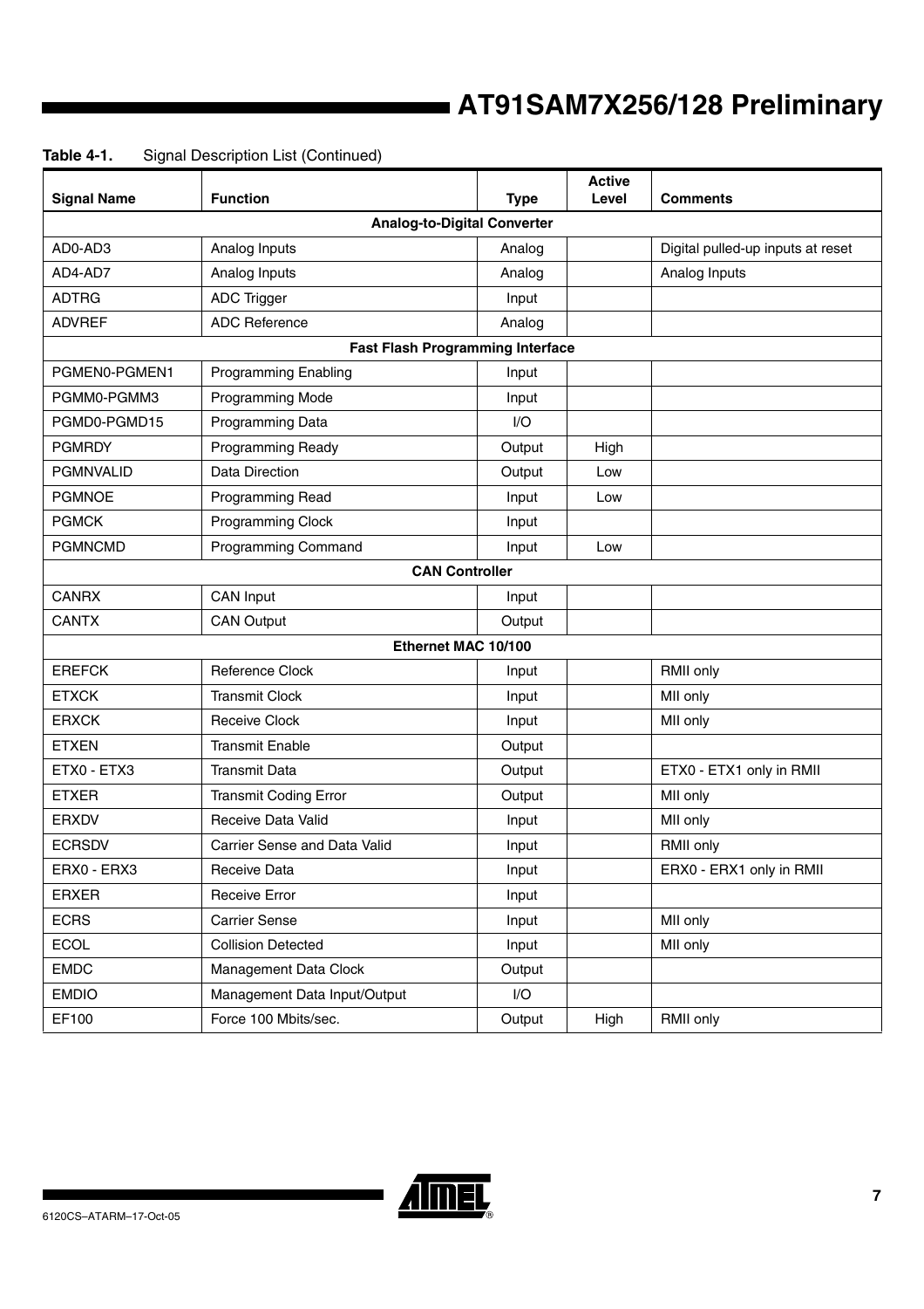**Table 4-1.** Signal Description List (Continued)

| Signal Name | Function | Type | Active Level | Comments |
|---|---|---|---|---|
| **Analog-to-Digital Converter** | | | | |
| AD0-AD3 | Analog Inputs | Analog | | Digital pulled-up inputs at reset |
| AD4-AD7 | Analog Inputs | Analog | | Analog Inputs |
| ADTRG | ADC Trigger | Input | | |
| ADVREF | ADC Reference | Analog | | |
| **Fast Flash Programming Interface** | | | | |
| PGMEN0-PGMEN1 | Programming Enabling | Input | | |
| PGMM0-PGMM3 | Programming Mode | Input | | |
| PGMD0-PGMD15 | Programming Data | I/O | | |
| PGMRDY | Programming Ready | Output | High | |
| PGMNVALID | Data Direction | Output | Low | |
| PGMNOE | Programming Read | Input | Low | |
| PGMCK | Programming Clock | Input | | |
| PGMNCMD | Programming Command | Input | Low | |
| **CAN Controller** | | | | |
| CANRX | CAN Input | Input | | |
| CANTX | CAN Output | Output | | |
| **Ethernet MAC 10/100** | | | | |
| EREFCK | Reference Clock | Input | | RMII only |
| ETXCK | Transmit Clock | Input | | MII only |
| ERXCK | Receive Clock | Input | | MII only |
| ETXEN | Transmit Enable | Output | | |
| ETX0 - ETX3 | Transmit Data | Output | | ETX0 - ETX1 only in RMII |
| ETXER | Transmit Coding Error | Output | | MII only |
| ERXDV | Receive Data Valid | Input | | MII only |
| ECRSDV | Carrier Sense and Data Valid | Input | | RMII only |
| ERX0 - ERX3 | Receive Data | Input | | ERX0 - ERX1 only in RMII |
| ERXER | Receive Error | Input | | |
| ECRS | Carrier Sense | Input | | MII only |
| ECOL | Collision Detected | Input | | MII only |
| EMDC | Management Data Clock | Output | | |
| EMDIO | Management Data Input/Output | I/O | | |
| EF100 | Force 100 Mbits/sec. | Output | High | RMII only |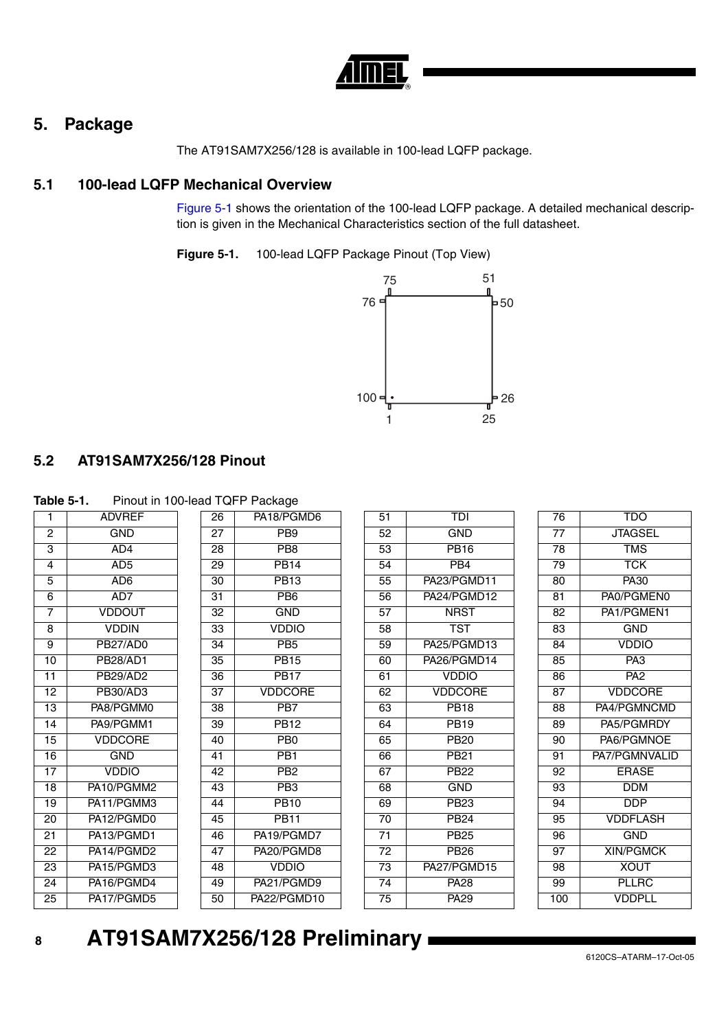# 5. Package

The AT91SAM7X256/128 is available in 100-lead LQFP package.

## 5.1 100-lead LQFP Mechanical Overview

Figure 5-1 shows the orientation of the 100-lead LQFP package. A detailed mechanical description is given in the Mechanical Characteristics section of the full datasheet.

**Figure 5-1.** 100-lead LQFP Package Pinout (Top View)

## 5.2 AT91SAM7X256/128 Pinout

**Table 5-1.** Pinout in 100-lead TQFP Package

| | | | | | | | |
|---|---|---|---|---|---|---|---|
| 1 | ADVREF | 26 | PA18/PGMD6 | 51 | TDI | 76 | TDO |
| 2 | GND | 27 | PB9 | 52 | GND | 77 | JTAGSEL |
| 3 | AD4 | 28 | PB8 | 53 | PB16 | 78 | TMS |
| 4 | AD5 | 29 | PB14 | 54 | PB4 | 79 | TCK |
| 5 | AD6 | 30 | PB13 | 55 | PA23/PGMD11 | 80 | PA30 |
| 6 | AD7 | 31 | PB6 | 56 | PA24/PGMD12 | 81 | PA0/PGMEN0 |
| 7 | VDDOUT | 32 | GND | 57 | NRST | 82 | PA1/PGMEN1 |
| 8 | VDDIN | 33 | VDDIO | 58 | TST | 83 | GND |
| 9 | PB27/AD0 | 34 | PB5 | 59 | PA25/PGMD13 | 84 | VDDIO |
| 10 | PB28/AD1 | 35 | PB15 | 60 | PA26/PGMD14 | 85 | PA3 |
| 11 | PB29/AD2 | 36 | PB17 | 61 | VDDIO | 86 | PA2 |
| 12 | PB30/AD3 | 37 | VDDCORE | 62 | VDDCORE | 87 | VDDCORE |
| 13 | PA8/PGMM0 | 38 | PB7 | 63 | PB18 | 88 | PA4/PGMNCMD |
| 14 | PA9/PGMM1 | 39 | PB12 | 64 | PB19 | 89 | PA5/PGMRDY |
| 15 | VDDCORE | 40 | PB0 | 65 | PB20 | 90 | PA6/PGMNOE |
| 16 | GND | 41 | PB1 | 66 | PB21 | 91 | PA7/PGMNVALID |
| 17 | VDDIO | 42 | PB2 | 67 | PB22 | 92 | ERASE |
| 18 | PA10/PGMM2 | 43 | PB3 | 68 | GND | 93 | DDM |
| 19 | PA11/PGMM3 | 44 | PB10 | 69 | PB23 | 94 | DDP |
| 20 | PA12/PGMD0 | 45 | PB11 | 70 | PB24 | 95 | VDDFLASH |
| 21 | PA13/PGMD1 | 46 | PA19/PGMD7 | 71 | PB25 | 96 | GND |
| 22 | PA14/PGMD2 | 47 | PA20/PGMD8 | 72 | PB26 | 97 | XIN/PGMCK |
| 23 | PA15/PGMD3 | 48 | VDDIO | 73 | PA27/PGMD15 | 98 | XOUT |
| 24 | PA16/PGMD4 | 49 | PA21/PGMD9 | 74 | PA28 | 99 | PLLRC |
| 25 | PA17/PGMD5 | 50 | PA22/PGMD10 | 75 | PA29 | 100 | VDDPLL |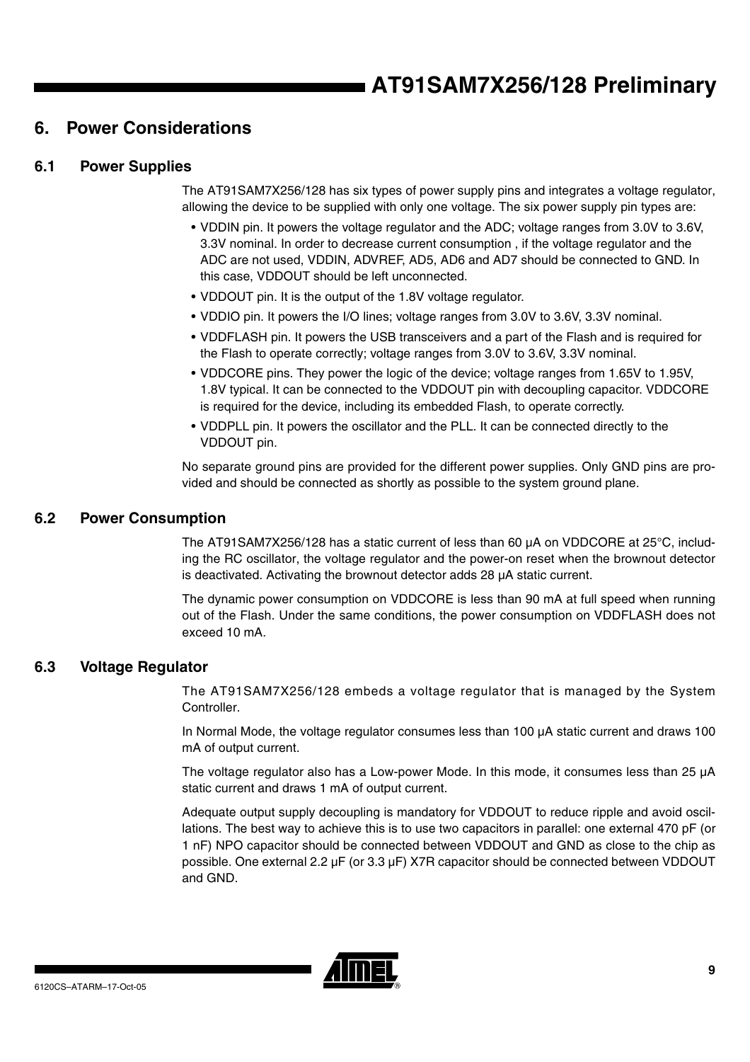## 6. Power Considerations

### 6.1 Power Supplies

The AT91SAM7X256/128 has six types of power supply pins and integrates a voltage regulator, allowing the device to be supplied with only one voltage. The six power supply pin types are:

- VDDIN pin. It powers the voltage regulator and the ADC; voltage ranges from 3.0V to 3.6V, 3.3V nominal. In order to decrease current consumption , if the voltage regulator and the ADC are not used, VDDIN, ADVREF, AD5, AD6 and AD7 should be connected to GND. In this case, VDDOUT should be left unconnected.
- VDDOUT pin. It is the output of the 1.8V voltage regulator.
- VDDIO pin. It powers the I/O lines; voltage ranges from 3.0V to 3.6V, 3.3V nominal.
- VDDFLASH pin. It powers the USB transceivers and a part of the Flash and is required for the Flash to operate correctly; voltage ranges from 3.0V to 3.6V, 3.3V nominal.
- VDDCORE pins. They power the logic of the device; voltage ranges from 1.65V to 1.95V, 1.8V typical. It can be connected to the VDDOUT pin with decoupling capacitor. VDDCORE is required for the device, including its embedded Flash, to operate correctly.
- VDDPLL pin. It powers the oscillator and the PLL. It can be connected directly to the VDDOUT pin.

No separate ground pins are provided for the different power supplies. Only GND pins are provided and should be connected as shortly as possible to the system ground plane.

### 6.2 Power Consumption

The AT91SAM7X256/128 has a static current of less than 60 µA on VDDCORE at 25°C, including the RC oscillator, the voltage regulator and the power-on reset when the brownout detector is deactivated. Activating the brownout detector adds 28 µA static current.

The dynamic power consumption on VDDCORE is less than 90 mA at full speed when running out of the Flash. Under the same conditions, the power consumption on VDDFLASH does not exceed 10 mA.

### 6.3 Voltage Regulator

The AT91SAM7X256/128 embeds a voltage regulator that is managed by the System Controller.

In Normal Mode, the voltage regulator consumes less than 100 µA static current and draws 100 mA of output current.

The voltage regulator also has a Low-power Mode. In this mode, it consumes less than 25 µA static current and draws 1 mA of output current.

Adequate output supply decoupling is mandatory for VDDOUT to reduce ripple and avoid oscillations. The best way to achieve this is to use two capacitors in parallel: one external 470 pF (or 1 nF) NPO capacitor should be connected between VDDOUT and GND as close to the chip as possible. One external 2.2 µF (or 3.3 µF) X7R capacitor should be connected between VDDOUT and GND.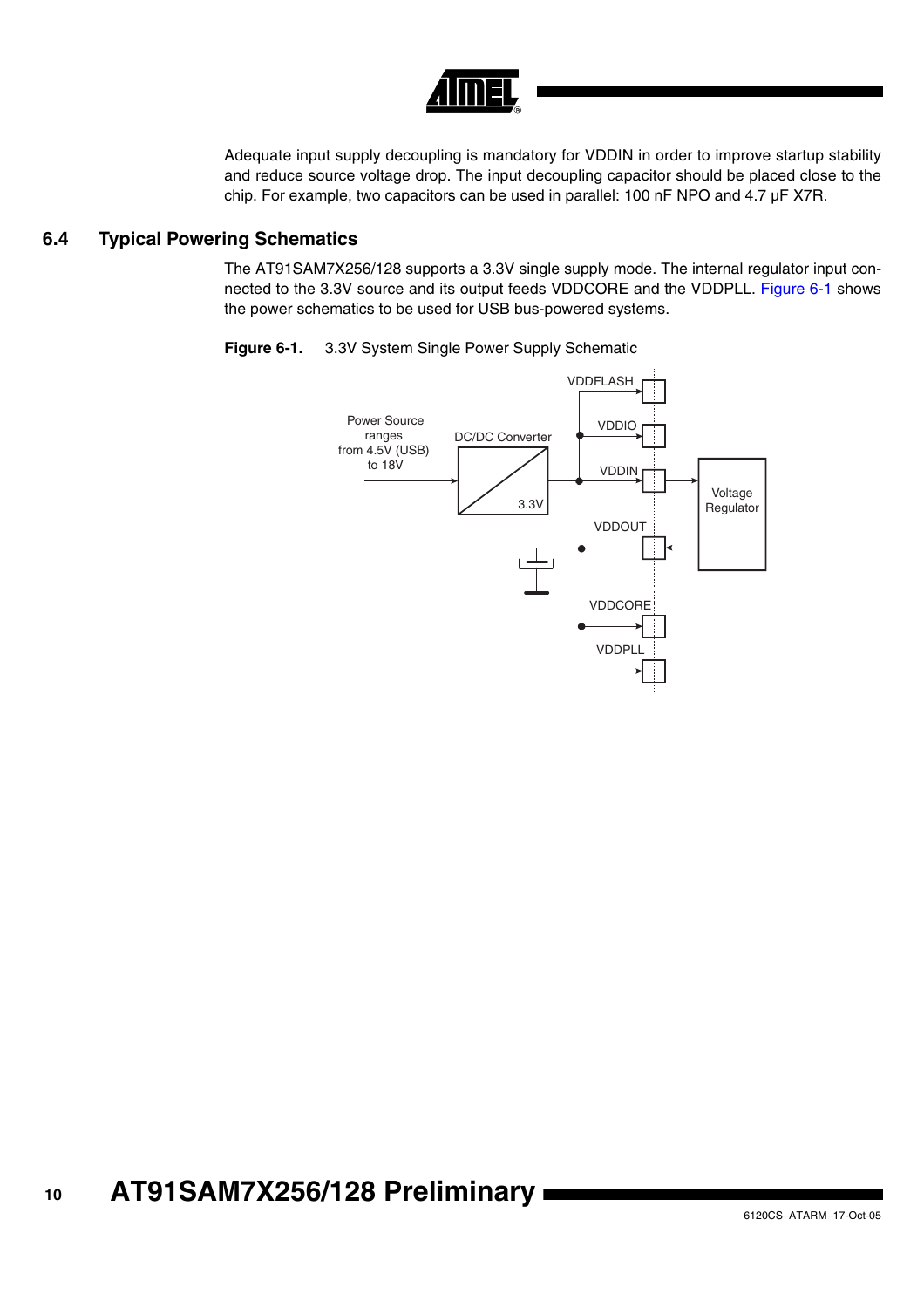Adequate input supply decoupling is mandatory for VDDIN in order to improve startup stability and reduce source voltage drop. The input decoupling capacitor should be placed close to the chip. For example, two capacitors can be used in parallel: 100 nF NPO and 4.7 µF X7R.

## 6.4 Typical Powering Schematics

The AT91SAM7X256/128 supports a 3.3V single supply mode. The internal regulator input connected to the 3.3V source and its output feeds VDDCORE and the VDDPLL. Figure 6-1 shows the power schematics to be used for USB bus-powered systems.

**Figure 6-1.** 3.3V System Single Power Supply Schematic

Power Source ranges from 4.5V (USB) to 18V

DC/DC Converter

3.3V

VDDFLASH

VDDIO

VDDIN

Voltage Regulator

VDDOUT

VDDCORE

VDDPLL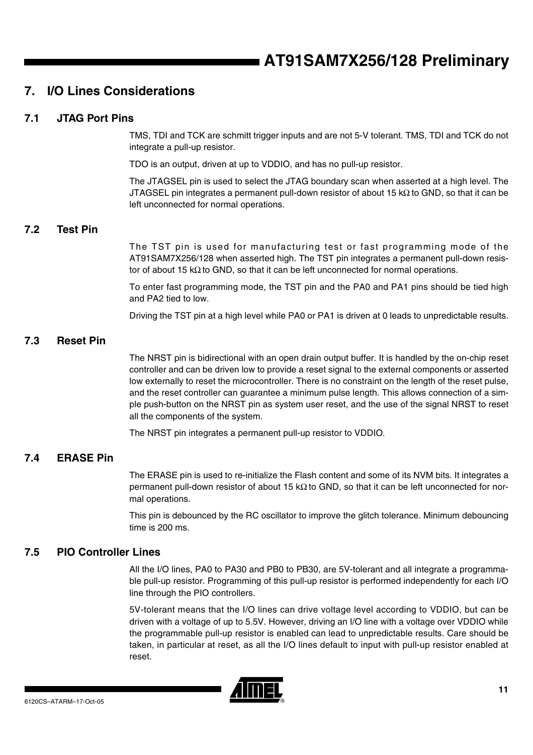# 7. I/O Lines Considerations

## 7.1 JTAG Port Pins

TMS, TDI and TCK are schmitt trigger inputs and are not 5-V tolerant. TMS, TDI and TCK do not integrate a pull-up resistor.

TDO is an output, driven at up to VDDIO, and has no pull-up resistor.

The JTAGSEL pin is used to select the JTAG boundary scan when asserted at a high level. The JTAGSEL pin integrates a permanent pull-down resistor of about 15 kΩ to GND, so that it can be left unconnected for normal operations.

## 7.2 Test Pin

The TST pin is used for manufacturing test or fast programming mode of the AT91SAM7X256/128 when asserted high. The TST pin integrates a permanent pull-down resistor of about 15 kΩ to GND, so that it can be left unconnected for normal operations.

To enter fast programming mode, the TST pin and the PA0 and PA1 pins should be tied high and PA2 tied to low.

Driving the TST pin at a high level while PA0 or PA1 is driven at 0 leads to unpredictable results.

## 7.3 Reset Pin

The NRST pin is bidirectional with an open drain output buffer. It is handled by the on-chip reset controller and can be driven low to provide a reset signal to the external components or asserted low externally to reset the microcontroller. There is no constraint on the length of the reset pulse, and the reset controller can guarantee a minimum pulse length. This allows connection of a simple push-button on the NRST pin as system user reset, and the use of the signal NRST to reset all the components of the system.

The NRST pin integrates a permanent pull-up resistor to VDDIO.

## 7.4 ERASE Pin

The ERASE pin is used to re-initialize the Flash content and some of its NVM bits. It integrates a permanent pull-down resistor of about 15 kΩ to GND, so that it can be left unconnected for normal operations.

This pin is debounced by the RC oscillator to improve the glitch tolerance. Minimum debouncing time is 200 ms.

## 7.5 PIO Controller Lines

All the I/O lines, PA0 to PA30 and PB0 to PB30, are 5V-tolerant and all integrate a programmable pull-up resistor. Programming of this pull-up resistor is performed independently for each I/O line through the PIO controllers.

5V-tolerant means that the I/O lines can drive voltage level according to VDDIO, but can be driven with a voltage of up to 5.5V. However, driving an I/O line with a voltage over VDDIO while the programmable pull-up resistor is enabled can lead to unpredictable results. Care should be taken, in particular at reset, as all the I/O lines default to input with pull-up resistor enabled at reset.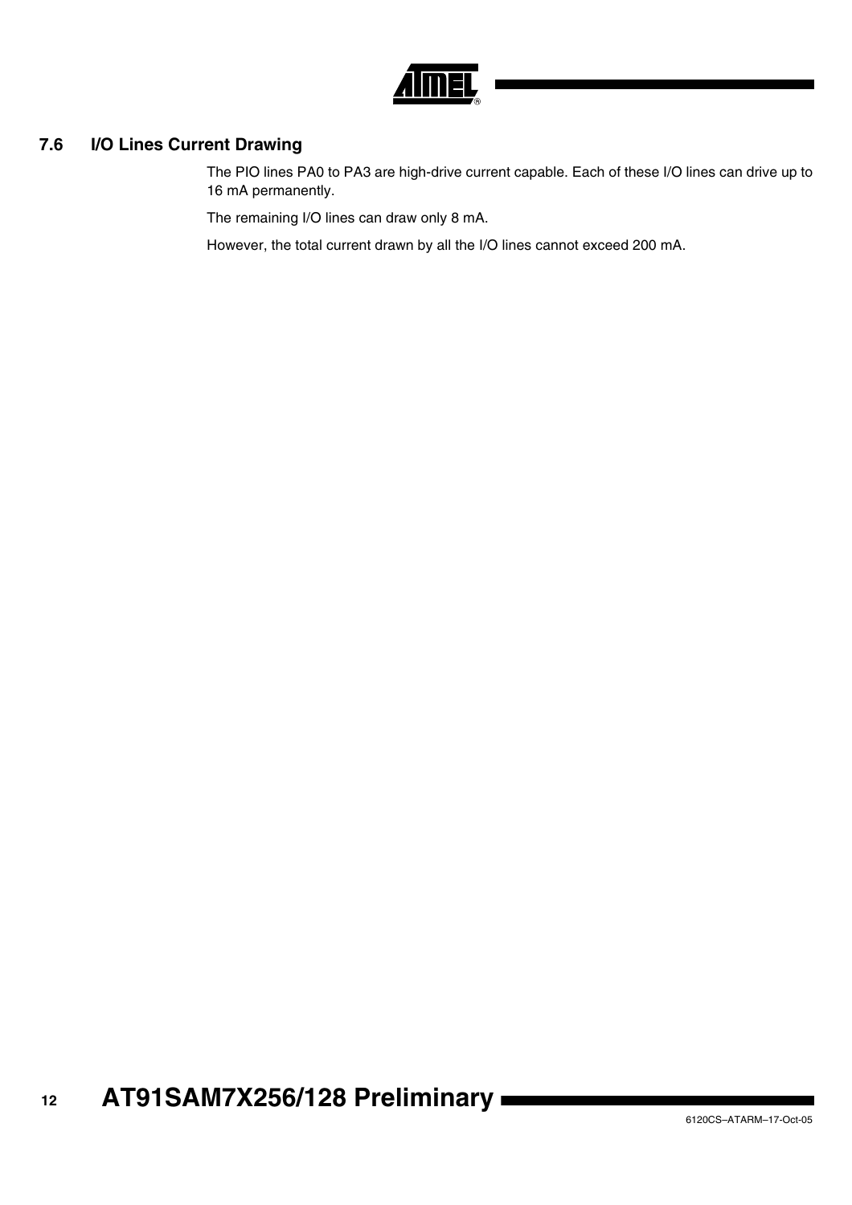## 7.6 I/O Lines Current Drawing

The PIO lines PA0 to PA3 are high-drive current capable. Each of these I/O lines can drive up to 16 mA permanently.

The remaining I/O lines can draw only 8 mA.

However, the total current drawn by all the I/O lines cannot exceed 200 mA.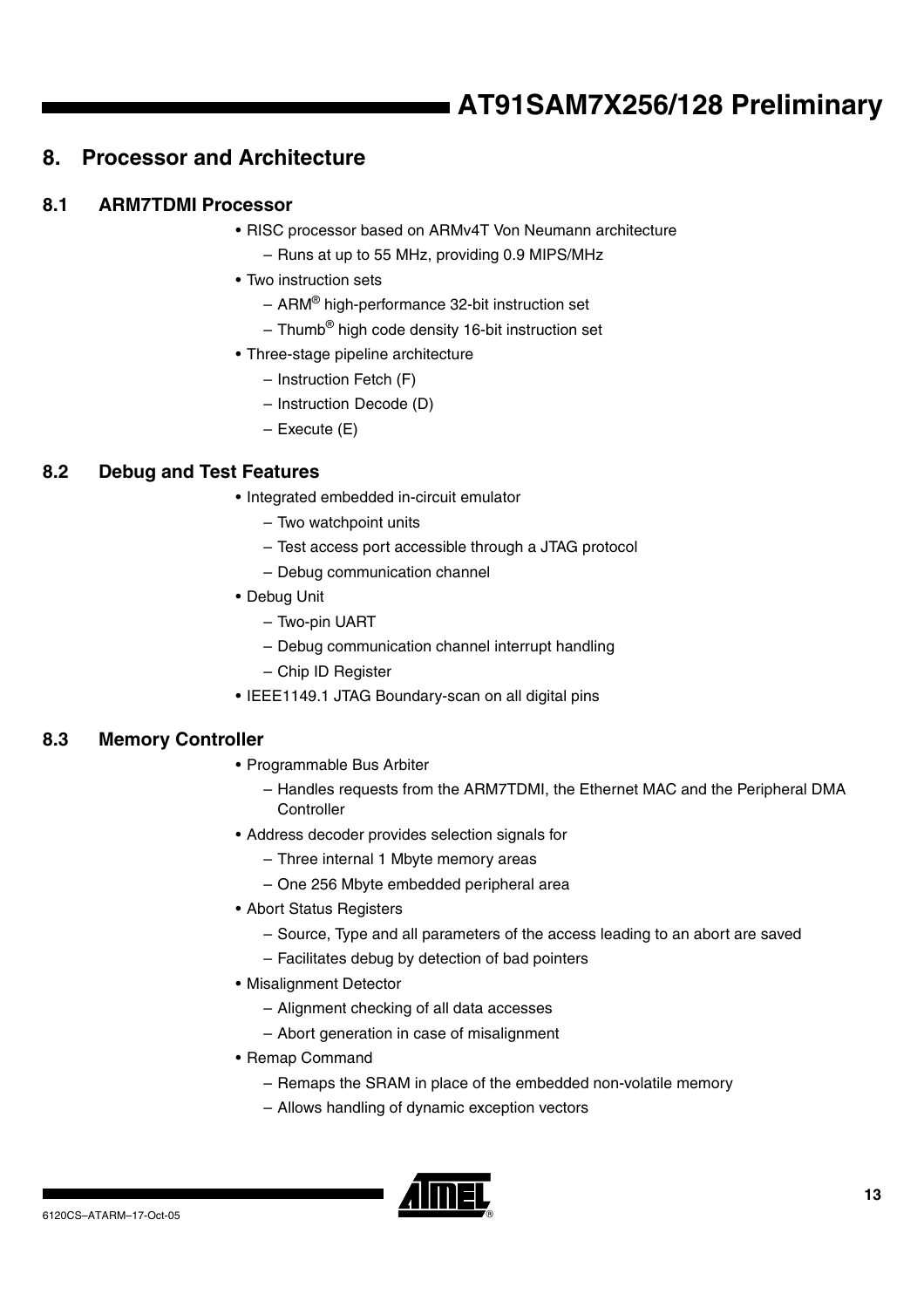# 8. Processor and Architecture

## 8.1 ARM7TDMI Processor

- RISC processor based on ARMv4T Von Neumann architecture
  - Runs at up to 55 MHz, providing 0.9 MIPS/MHz
- Two instruction sets
  - ARM® high-performance 32-bit instruction set
  - Thumb® high code density 16-bit instruction set
- Three-stage pipeline architecture
  - Instruction Fetch (F)
  - Instruction Decode (D)
  - Execute (E)

## 8.2 Debug and Test Features

- Integrated embedded in-circuit emulator
  - Two watchpoint units
  - Test access port accessible through a JTAG protocol
  - Debug communication channel
- Debug Unit
  - Two-pin UART
  - Debug communication channel interrupt handling
  - Chip ID Register
- IEEE1149.1 JTAG Boundary-scan on all digital pins

## 8.3 Memory Controller

- Programmable Bus Arbiter
  - Handles requests from the ARM7TDMI, the Ethernet MAC and the Peripheral DMA Controller
- Address decoder provides selection signals for
  - Three internal 1 Mbyte memory areas
  - One 256 Mbyte embedded peripheral area
- Abort Status Registers
  - Source, Type and all parameters of the access leading to an abort are saved
  - Facilitates debug by detection of bad pointers
- Misalignment Detector
  - Alignment checking of all data accesses
  - Abort generation in case of misalignment
- Remap Command
  - Remaps the SRAM in place of the embedded non-volatile memory
  - Allows handling of dynamic exception vectors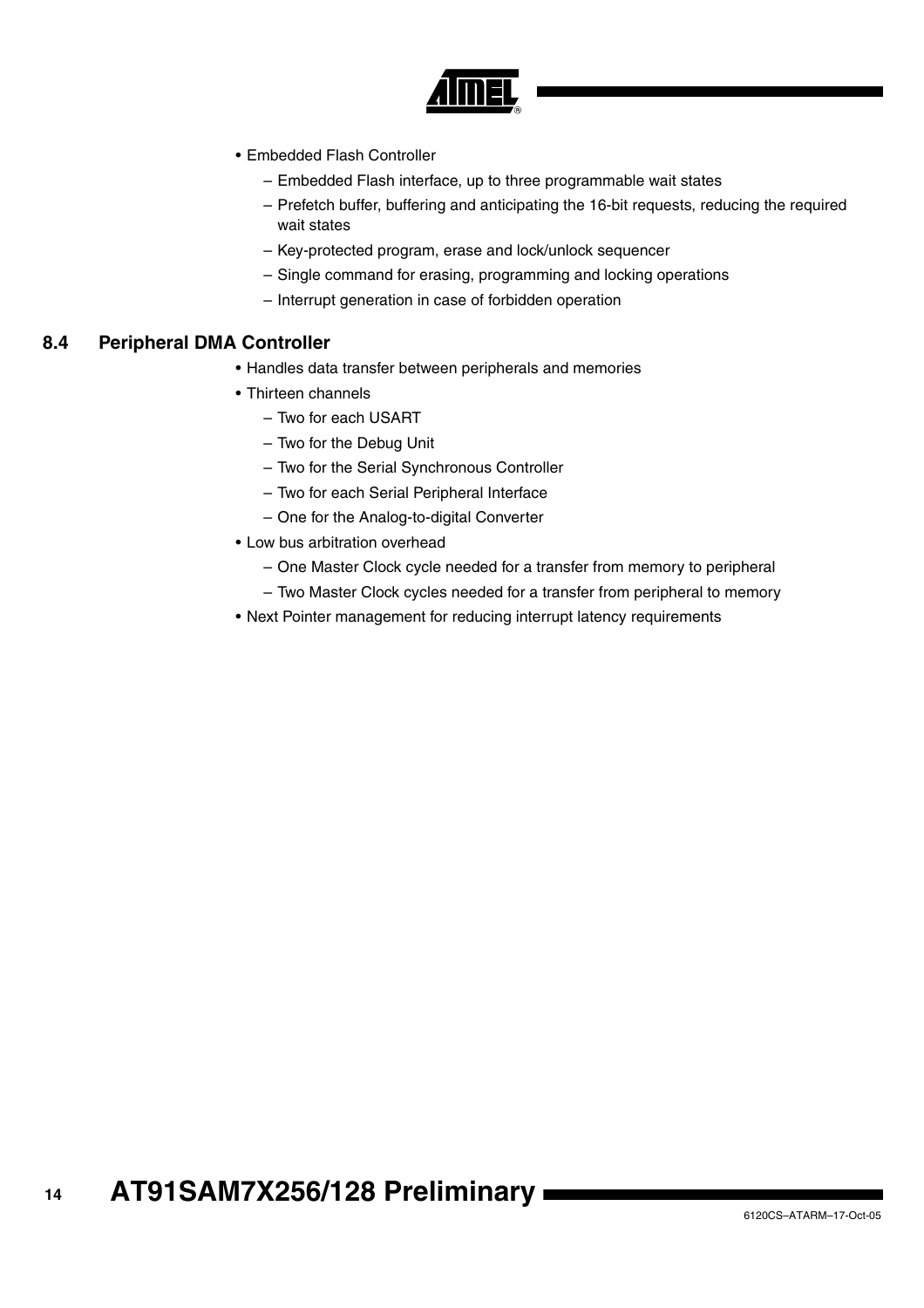- Embedded Flash Controller
  - Embedded Flash interface, up to three programmable wait states
  - Prefetch buffer, buffering and anticipating the 16-bit requests, reducing the required wait states
  - Key-protected program, erase and lock/unlock sequencer
  - Single command for erasing, programming and locking operations
  - Interrupt generation in case of forbidden operation

## 8.4 Peripheral DMA Controller

- Handles data transfer between peripherals and memories
- Thirteen channels
  - Two for each USART
  - Two for the Debug Unit
  - Two for the Serial Synchronous Controller
  - Two for each Serial Peripheral Interface
  - One for the Analog-to-digital Converter
- Low bus arbitration overhead
  - One Master Clock cycle needed for a transfer from memory to peripheral
  - Two Master Clock cycles needed for a transfer from peripheral to memory
- Next Pointer management for reducing interrupt latency requirements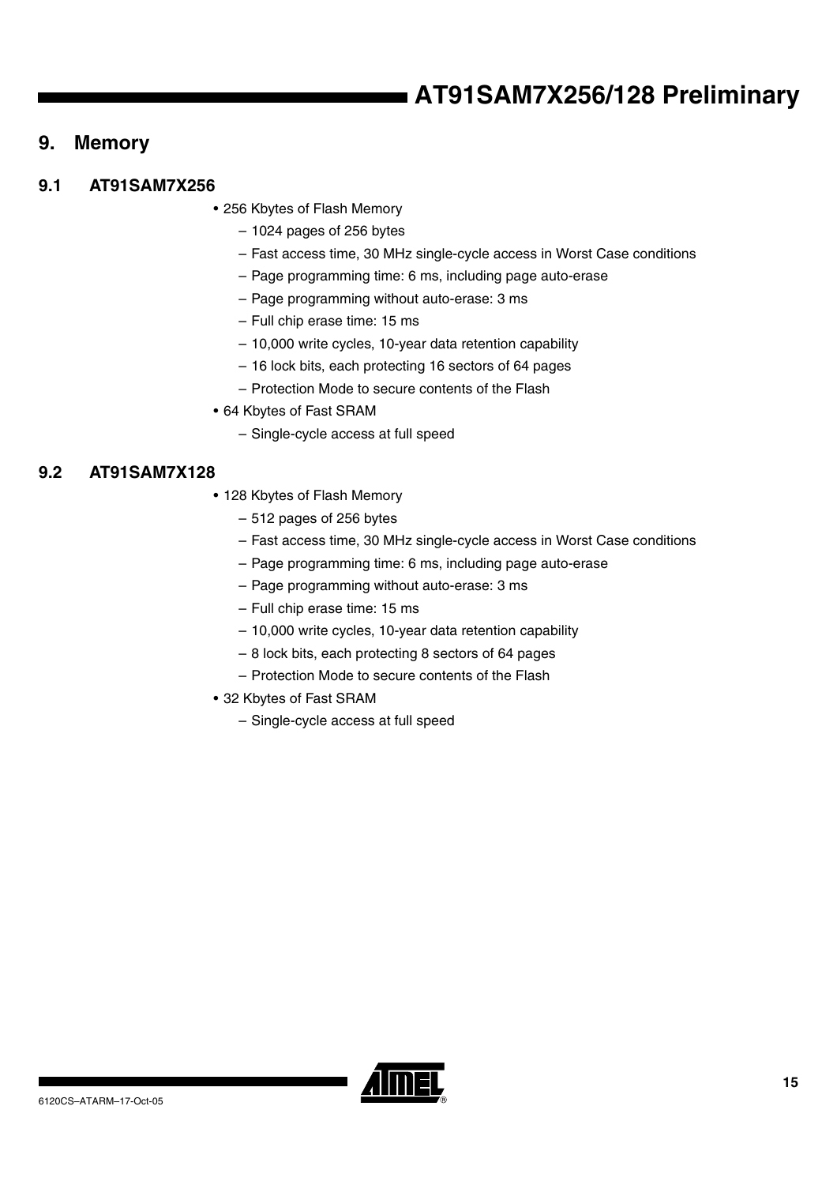# 9. Memory

## 9.1 AT91SAM7X256

- 256 Kbytes of Flash Memory
  - 1024 pages of 256 bytes
  - Fast access time, 30 MHz single-cycle access in Worst Case conditions
  - Page programming time: 6 ms, including page auto-erase
  - Page programming without auto-erase: 3 ms
  - Full chip erase time: 15 ms
  - 10,000 write cycles, 10-year data retention capability
  - 16 lock bits, each protecting 16 sectors of 64 pages
  - Protection Mode to secure contents of the Flash
- 64 Kbytes of Fast SRAM
  - Single-cycle access at full speed

## 9.2 AT91SAM7X128

- 128 Kbytes of Flash Memory
  - 512 pages of 256 bytes
  - Fast access time, 30 MHz single-cycle access in Worst Case conditions
  - Page programming time: 6 ms, including page auto-erase
  - Page programming without auto-erase: 3 ms
  - Full chip erase time: 15 ms
  - 10,000 write cycles, 10-year data retention capability
  - 8 lock bits, each protecting 8 sectors of 64 pages
  - Protection Mode to secure contents of the Flash
- 32 Kbytes of Fast SRAM
  - Single-cycle access at full speed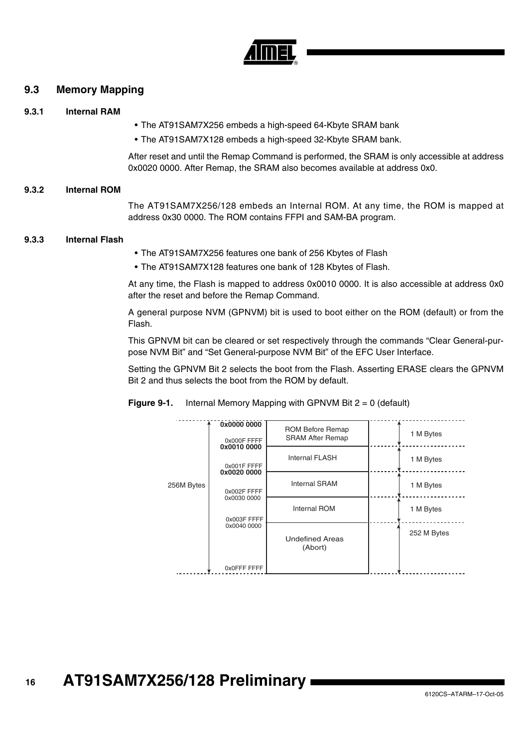## 9.3 Memory Mapping

### 9.3.1 Internal RAM

- The AT91SAM7X256 embeds a high-speed 64-Kbyte SRAM bank
- The AT91SAM7X128 embeds a high-speed 32-Kbyte SRAM bank.

After reset and until the Remap Command is performed, the SRAM is only accessible at address 0x0020 0000. After Remap, the SRAM also becomes available at address 0x0.

### 9.3.2 Internal ROM

The AT91SAM7X256/128 embeds an Internal ROM. At any time, the ROM is mapped at address 0x30 0000. The ROM contains FFPI and SAM-BA program.

### 9.3.3 Internal Flash

- The AT91SAM7X256 features one bank of 256 Kbytes of Flash
- The AT91SAM7X128 features one bank of 128 Kbytes of Flash.

At any time, the Flash is mapped to address 0x0010 0000. It is also accessible at address 0x0 after the reset and before the Remap Command.

A general purpose NVM (GPNVM) bit is used to boot either on the ROM (default) or from the Flash.

This GPNVM bit can be cleared or set respectively through the commands "Clear General-purpose NVM Bit" and "Set General-purpose NVM Bit" of the EFC User Interface.

Setting the GPNVM Bit 2 selects the boot from the Flash. Asserting ERASE clears the GPNVM Bit 2 and thus selects the boot from the ROM by default.

**Figure 9-1.** Internal Memory Mapping with GPNVM Bit 2 = 0 (default)

| Total | Address | Area | Size |
|---|---|---|---|
| 256M Bytes | **0x0000 0000** – 0x000F FFFF | ROM Before Remap / SRAM After Remap | 1 M Bytes |
| | **0x0010 0000** – 0x001F FFFF | Internal FLASH | 1 M Bytes |
| | **0x0020 0000** – 0x002F FFFF | Internal SRAM | 1 M Bytes |
| | 0x0030 0000 – 0x003F FFFF | Internal ROM | 1 M Bytes |
| | 0x0040 0000 – 0x0FFF FFFF | Undefined Areas (Abort) | 252 M Bytes |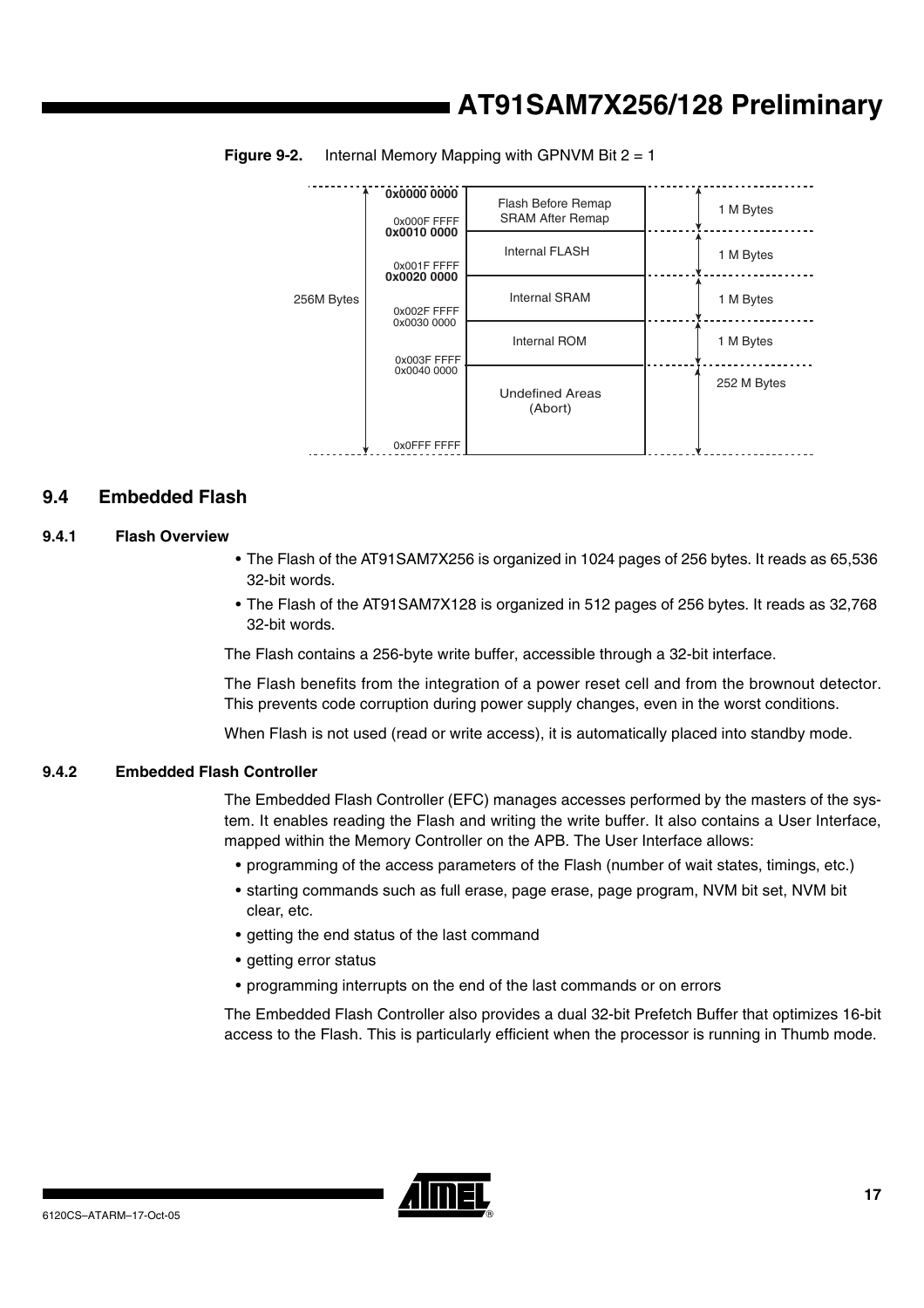**Figure 9-2.** Internal Memory Mapping with GPNVM Bit 2 = 1

| Address | Area | Size |
| --- | --- | --- |
| 0x0000 0000 – 0x000F FFFF | Flash Before Remap / SRAM After Remap | 1 M Bytes |
| 0x0010 0000 – 0x001F FFFF | Internal FLASH | 1 M Bytes |
| 0x0020 0000 – 0x002F FFFF | Internal SRAM | 1 M Bytes |
| 0x0030 0000 – 0x003F FFFF | Internal ROM | 1 M Bytes |
| 0x0040 0000 – 0x0FFF FFFF | Undefined Areas (Abort) | 252 M Bytes |

256M Bytes

## 9.4 Embedded Flash

### 9.4.1 Flash Overview

- The Flash of the AT91SAM7X256 is organized in 1024 pages of 256 bytes. It reads as 65,536 32-bit words.
- The Flash of the AT91SAM7X128 is organized in 512 pages of 256 bytes. It reads as 32,768 32-bit words.

The Flash contains a 256-byte write buffer, accessible through a 32-bit interface.

The Flash benefits from the integration of a power reset cell and from the brownout detector. This prevents code corruption during power supply changes, even in the worst conditions.

When Flash is not used (read or write access), it is automatically placed into standby mode.

### 9.4.2 Embedded Flash Controller

The Embedded Flash Controller (EFC) manages accesses performed by the masters of the system. It enables reading the Flash and writing the write buffer. It also contains a User Interface, mapped within the Memory Controller on the APB. The User Interface allows:

- programming of the access parameters of the Flash (number of wait states, timings, etc.)
- starting commands such as full erase, page erase, page program, NVM bit set, NVM bit clear, etc.
- getting the end status of the last command
- getting error status
- programming interrupts on the end of the last commands or on errors

The Embedded Flash Controller also provides a dual 32-bit Prefetch Buffer that optimizes 16-bit access to the Flash. This is particularly efficient when the processor is running in Thumb mode.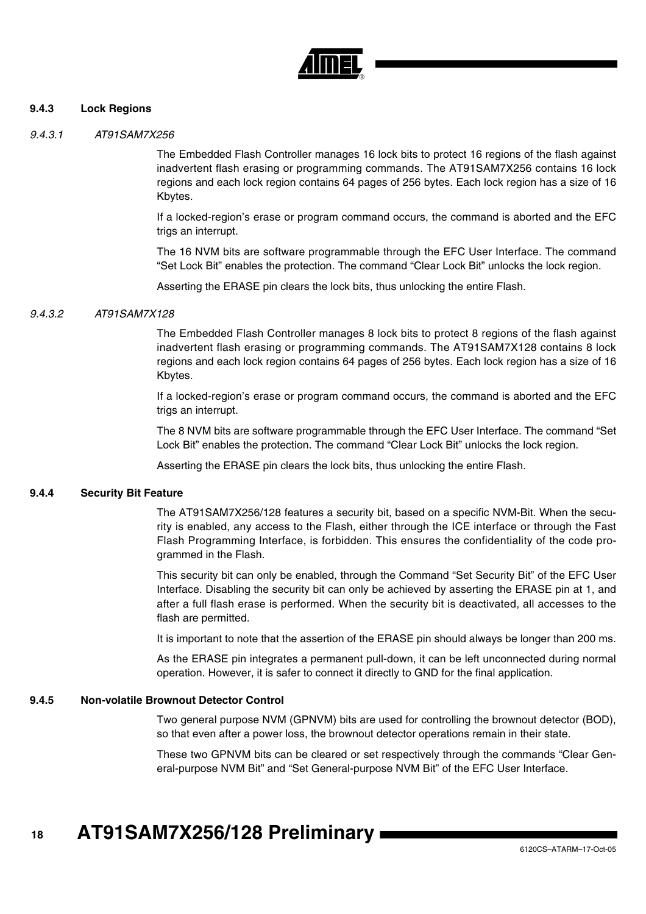### 9.4.3 Lock Regions

#### *9.4.3.1 AT91SAM7X256*

The Embedded Flash Controller manages 16 lock bits to protect 16 regions of the flash against inadvertent flash erasing or programming commands. The AT91SAM7X256 contains 16 lock regions and each lock region contains 64 pages of 256 bytes. Each lock region has a size of 16 Kbytes.

If a locked-region's erase or program command occurs, the command is aborted and the EFC trigs an interrupt.

The 16 NVM bits are software programmable through the EFC User Interface. The command "Set Lock Bit" enables the protection. The command "Clear Lock Bit" unlocks the lock region.

Asserting the ERASE pin clears the lock bits, thus unlocking the entire Flash.

#### *9.4.3.2 AT91SAM7X128*

The Embedded Flash Controller manages 8 lock bits to protect 8 regions of the flash against inadvertent flash erasing or programming commands. The AT91SAM7X128 contains 8 lock regions and each lock region contains 64 pages of 256 bytes. Each lock region has a size of 16 Kbytes.

If a locked-region's erase or program command occurs, the command is aborted and the EFC trigs an interrupt.

The 8 NVM bits are software programmable through the EFC User Interface. The command "Set Lock Bit" enables the protection. The command "Clear Lock Bit" unlocks the lock region.

Asserting the ERASE pin clears the lock bits, thus unlocking the entire Flash.

### 9.4.4 Security Bit Feature

The AT91SAM7X256/128 features a security bit, based on a specific NVM-Bit. When the security is enabled, any access to the Flash, either through the ICE interface or through the Fast Flash Programming Interface, is forbidden. This ensures the confidentiality of the code programmed in the Flash.

This security bit can only be enabled, through the Command "Set Security Bit" of the EFC User Interface. Disabling the security bit can only be achieved by asserting the ERASE pin at 1, and after a full flash erase is performed. When the security bit is deactivated, all accesses to the flash are permitted.

It is important to note that the assertion of the ERASE pin should always be longer than 200 ms.

As the ERASE pin integrates a permanent pull-down, it can be left unconnected during normal operation. However, it is safer to connect it directly to GND for the final application.

### 9.4.5 Non-volatile Brownout Detector Control

Two general purpose NVM (GPNVM) bits are used for controlling the brownout detector (BOD), so that even after a power loss, the brownout detector operations remain in their state.

These two GPNVM bits can be cleared or set respectively through the commands "Clear General-purpose NVM Bit" and "Set General-purpose NVM Bit" of the EFC User Interface.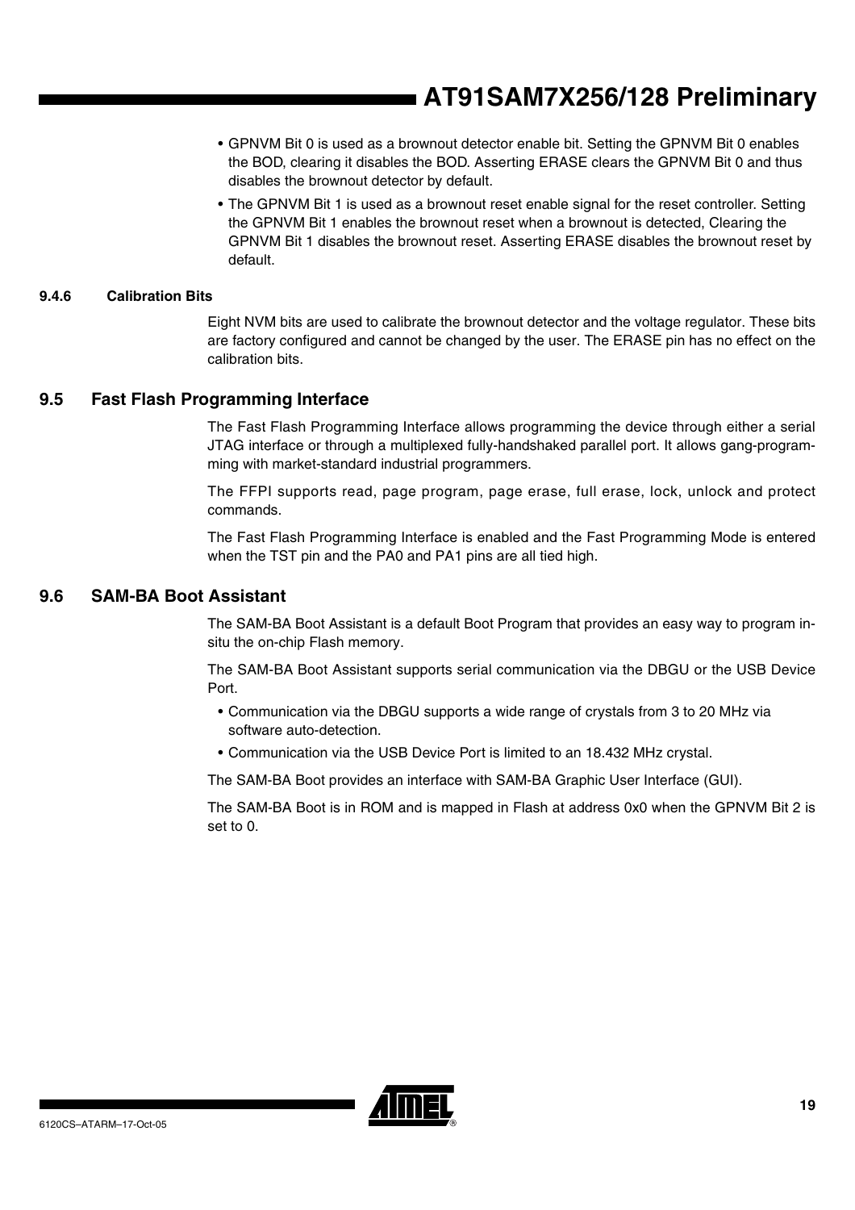- GPNVM Bit 0 is used as a brownout detector enable bit. Setting the GPNVM Bit 0 enables the BOD, clearing it disables the BOD. Asserting ERASE clears the GPNVM Bit 0 and thus disables the brownout detector by default.
- The GPNVM Bit 1 is used as a brownout reset enable signal for the reset controller. Setting the GPNVM Bit 1 enables the brownout reset when a brownout is detected, Clearing the GPNVM Bit 1 disables the brownout reset. Asserting ERASE disables the brownout reset by default.

#### 9.4.6 Calibration Bits

Eight NVM bits are used to calibrate the brownout detector and the voltage regulator. These bits are factory configured and cannot be changed by the user. The ERASE pin has no effect on the calibration bits.

### 9.5 Fast Flash Programming Interface

The Fast Flash Programming Interface allows programming the device through either a serial JTAG interface or through a multiplexed fully-handshaked parallel port. It allows gang-programming with market-standard industrial programmers.

The FFPI supports read, page program, page erase, full erase, lock, unlock and protect commands.

The Fast Flash Programming Interface is enabled and the Fast Programming Mode is entered when the TST pin and the PA0 and PA1 pins are all tied high.

### 9.6 SAM-BA Boot Assistant

The SAM-BA Boot Assistant is a default Boot Program that provides an easy way to program in-situ the on-chip Flash memory.

The SAM-BA Boot Assistant supports serial communication via the DBGU or the USB Device Port.

- Communication via the DBGU supports a wide range of crystals from 3 to 20 MHz via software auto-detection.
- Communication via the USB Device Port is limited to an 18.432 MHz crystal.

The SAM-BA Boot provides an interface with SAM-BA Graphic User Interface (GUI).

The SAM-BA Boot is in ROM and is mapped in Flash at address 0x0 when the GPNVM Bit 2 is set to 0.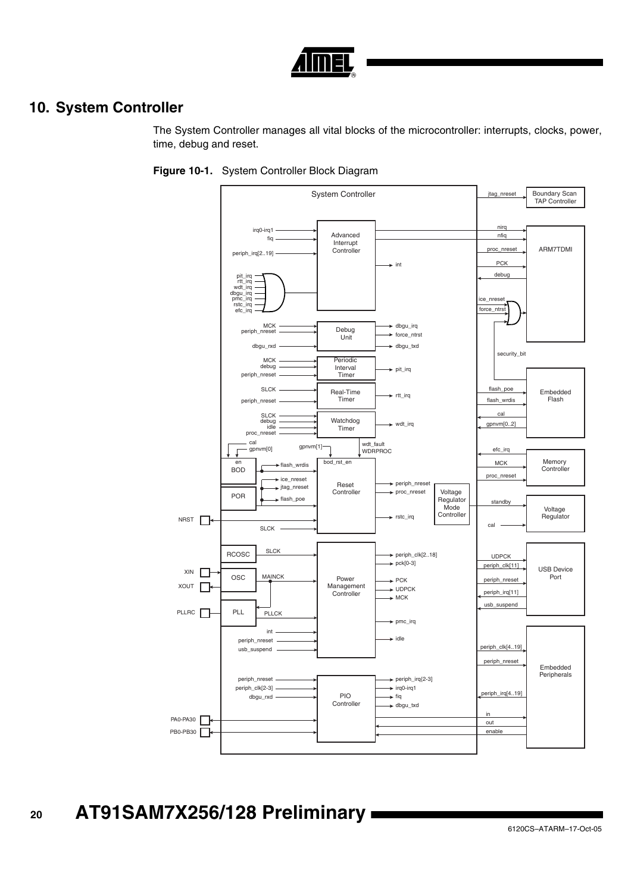# 10. System Controller

The System Controller manages all vital blocks of the microcontroller: interrupts, clocks, power, time, debug and reset.

**Figure 10-1.** System Controller Block Diagram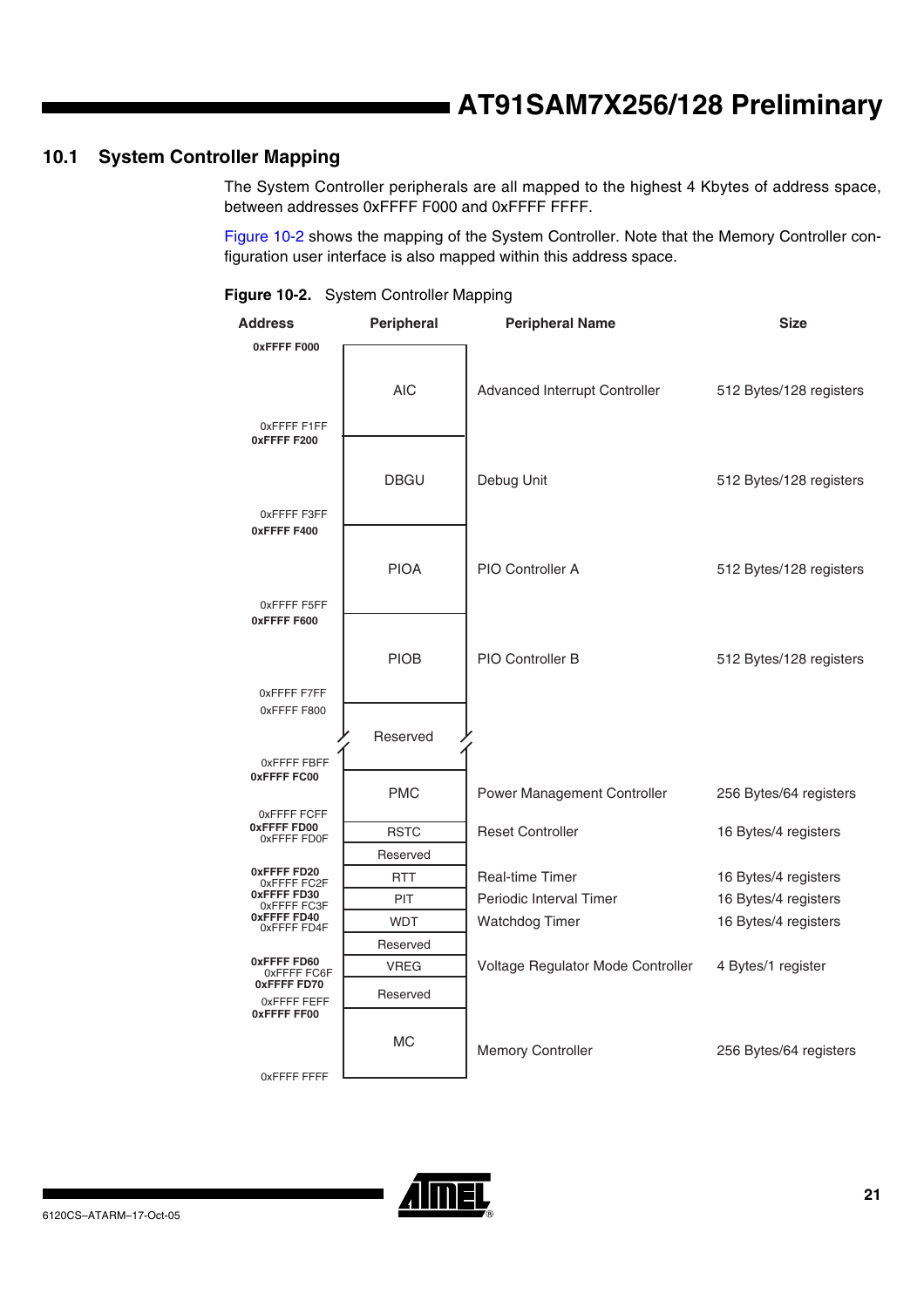## 10.1 System Controller Mapping

The System Controller peripherals are all mapped to the highest 4 Kbytes of address space, between addresses 0xFFFF F000 and 0xFFFF FFFF.

Figure 10-2 shows the mapping of the System Controller. Note that the Memory Controller configuration user interface is also mapped within this address space.

**Figure 10-2.** System Controller Mapping

| Address | Peripheral | Peripheral Name | Size |
| --- | --- | --- | --- |
| 0xFFFF F000 – 0xFFFF F1FF | AIC | Advanced Interrupt Controller | 512 Bytes/128 registers |
| 0xFFFF F200 – 0xFFFF F3FF | DBGU | Debug Unit | 512 Bytes/128 registers |
| 0xFFFF F400 – 0xFFFF F5FF | PIOA | PIO Controller A | 512 Bytes/128 registers |
| 0xFFFF F600 – 0xFFFF F7FF | PIOB | PIO Controller B | 512 Bytes/128 registers |
| 0xFFFF F800 – 0xFFFF FBFF | Reserved | | |
| 0xFFFF FC00 – 0xFFFF FCFF | PMC | Power Management Controller | 256 Bytes/64 registers |
| 0xFFFF FD00 – 0xFFFF FD0F | RSTC | Reset Controller | 16 Bytes/4 registers |
| | Reserved | | |
| 0xFFFF FD20 – 0xFFFF FC2F | RTT | Real-time Timer | 16 Bytes/4 registers |
| 0xFFFF FD30 – 0xFFFF FC3F | PIT | Periodic Interval Timer | 16 Bytes/4 registers |
| 0xFFFF FD40 – 0xFFFF FD4F | WDT | Watchdog Timer | 16 Bytes/4 registers |
| | Reserved | | |
| 0xFFFF FD60 – 0xFFFF FC6F | VREG | Voltage Regulator Mode Controller | 4 Bytes/1 register |
| 0xFFFF FD70 – 0xFFFF FEFF | Reserved | | |
| 0xFFFF FF00 – 0xFFFF FFFF | MC | Memory Controller | 256 Bytes/64 registers |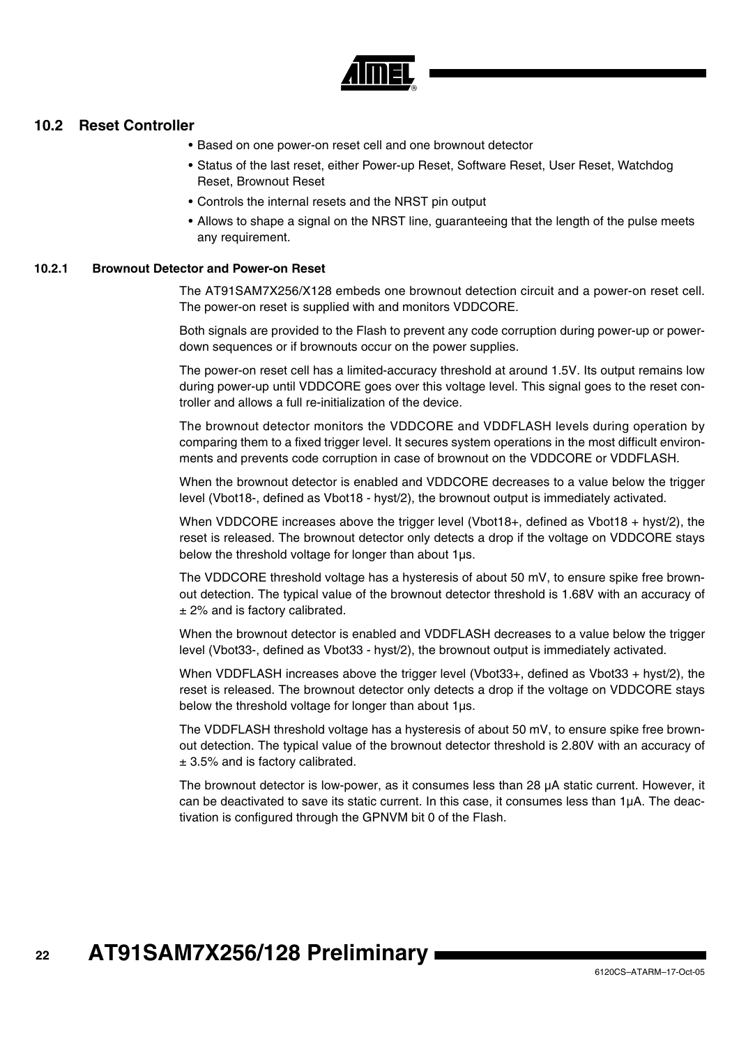## 10.2 Reset Controller

- Based on one power-on reset cell and one brownout detector
- Status of the last reset, either Power-up Reset, Software Reset, User Reset, Watchdog Reset, Brownout Reset
- Controls the internal resets and the NRST pin output
- Allows to shape a signal on the NRST line, guaranteeing that the length of the pulse meets any requirement.

### 10.2.1 Brownout Detector and Power-on Reset

The AT91SAM7X256/X128 embeds one brownout detection circuit and a power-on reset cell. The power-on reset is supplied with and monitors VDDCORE.

Both signals are provided to the Flash to prevent any code corruption during power-up or power-down sequences or if brownouts occur on the power supplies.

The power-on reset cell has a limited-accuracy threshold at around 1.5V. Its output remains low during power-up until VDDCORE goes over this voltage level. This signal goes to the reset controller and allows a full re-initialization of the device.

The brownout detector monitors the VDDCORE and VDDFLASH levels during operation by comparing them to a fixed trigger level. It secures system operations in the most difficult environments and prevents code corruption in case of brownout on the VDDCORE or VDDFLASH.

When the brownout detector is enabled and VDDCORE decreases to a value below the trigger level (Vbot18-, defined as Vbot18 - hyst/2), the brownout output is immediately activated.

When VDDCORE increases above the trigger level (Vbot18+, defined as Vbot18 + hyst/2), the reset is released. The brownout detector only detects a drop if the voltage on VDDCORE stays below the threshold voltage for longer than about 1µs.

The VDDCORE threshold voltage has a hysteresis of about 50 mV, to ensure spike free brownout detection. The typical value of the brownout detector threshold is 1.68V with an accuracy of ± 2% and is factory calibrated.

When the brownout detector is enabled and VDDFLASH decreases to a value below the trigger level (Vbot33-, defined as Vbot33 - hyst/2), the brownout output is immediately activated.

When VDDFLASH increases above the trigger level (Vbot33+, defined as Vbot33 + hyst/2), the reset is released. The brownout detector only detects a drop if the voltage on VDDCORE stays below the threshold voltage for longer than about 1µs.

The VDDFLASH threshold voltage has a hysteresis of about 50 mV, to ensure spike free brownout detection. The typical value of the brownout detector threshold is 2.80V with an accuracy of ± 3.5% and is factory calibrated.

The brownout detector is low-power, as it consumes less than 28 µA static current. However, it can be deactivated to save its static current. In this case, it consumes less than 1µA. The deactivation is configured through the GPNVM bit 0 of the Flash.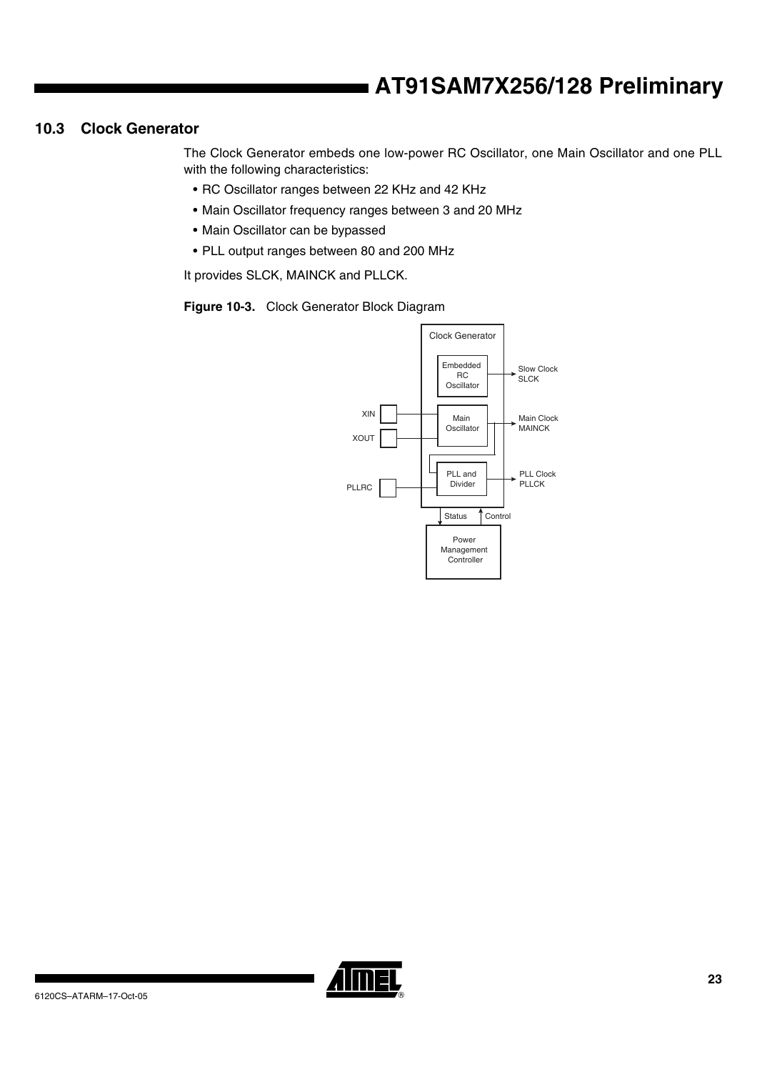## 10.3 Clock Generator

The Clock Generator embeds one low-power RC Oscillator, one Main Oscillator and one PLL with the following characteristics:

- RC Oscillator ranges between 22 KHz and 42 KHz
- Main Oscillator frequency ranges between 3 and 20 MHz
- Main Oscillator can be bypassed
- PLL output ranges between 80 and 200 MHz

It provides SLCK, MAINCK and PLLCK.

**Figure 10-3.** Clock Generator Block Diagram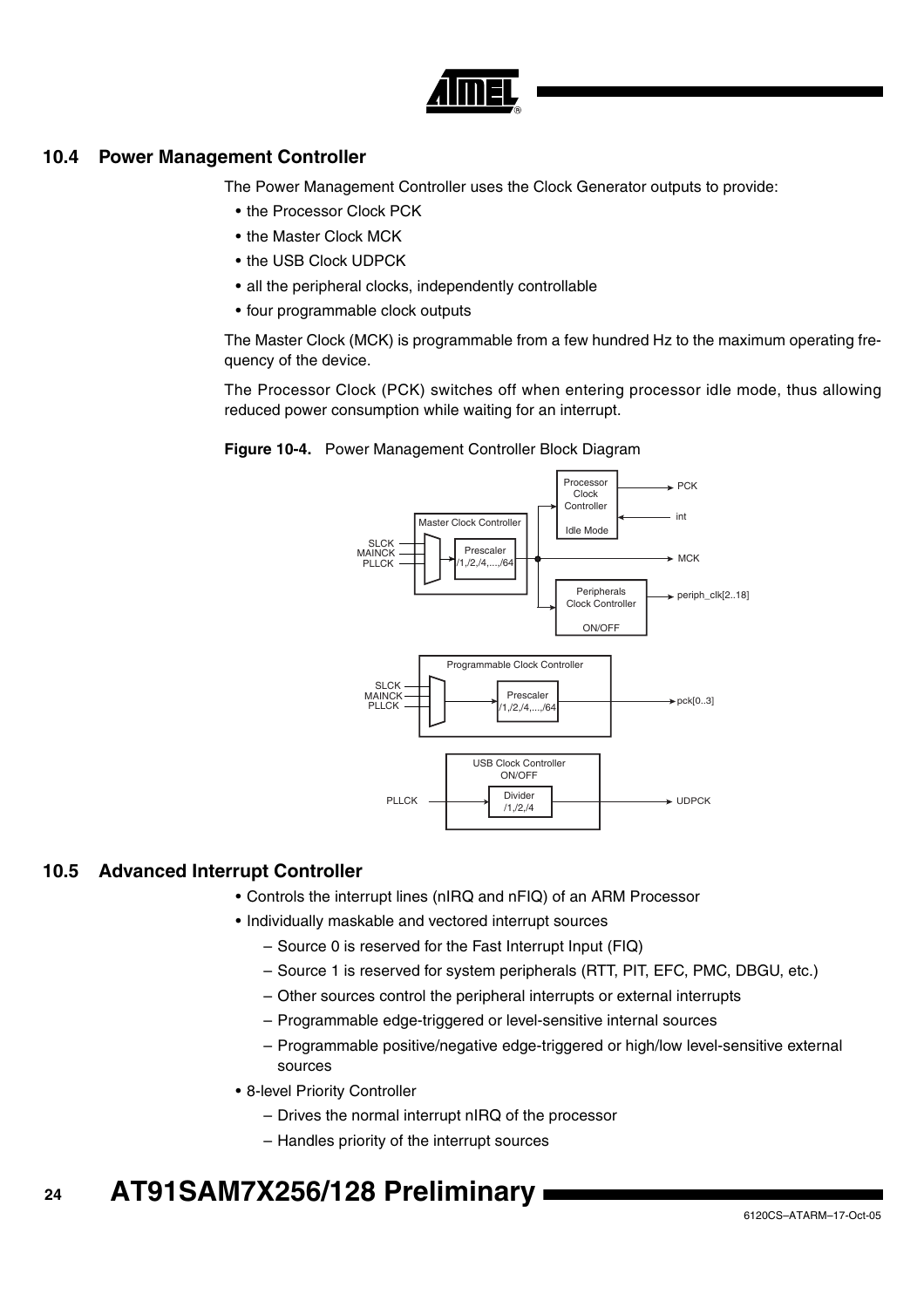## 10.4 Power Management Controller

The Power Management Controller uses the Clock Generator outputs to provide:

- the Processor Clock PCK
- the Master Clock MCK
- the USB Clock UDPCK
- all the peripheral clocks, independently controllable
- four programmable clock outputs

The Master Clock (MCK) is programmable from a few hundred Hz to the maximum operating frequency of the device.

The Processor Clock (PCK) switches off when entering processor idle mode, thus allowing reduced power consumption while waiting for an interrupt.

**Figure 10-4.** Power Management Controller Block Diagram

## 10.5 Advanced Interrupt Controller

- Controls the interrupt lines (nIRQ and nFIQ) of an ARM Processor
- Individually maskable and vectored interrupt sources
  - Source 0 is reserved for the Fast Interrupt Input (FIQ)
  - Source 1 is reserved for system peripherals (RTT, PIT, EFC, PMC, DBGU, etc.)
  - Other sources control the peripheral interrupts or external interrupts
  - Programmable edge-triggered or level-sensitive internal sources
  - Programmable positive/negative edge-triggered or high/low level-sensitive external sources
- 8-level Priority Controller
  - Drives the normal interrupt nIRQ of the processor
  - Handles priority of the interrupt sources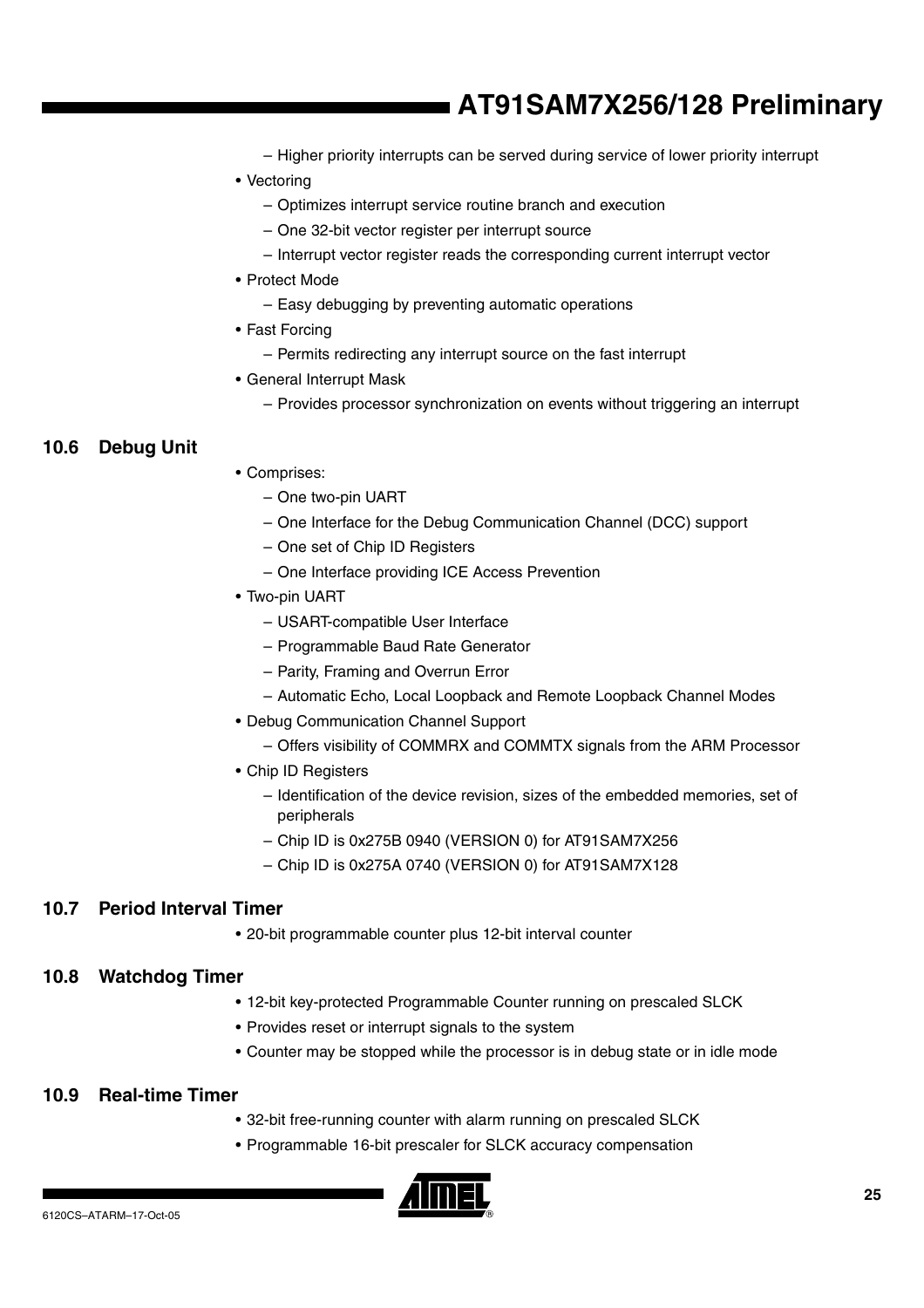- Higher priority interrupts can be served during service of lower priority interrupt
- Vectoring
  - Optimizes interrupt service routine branch and execution
  - One 32-bit vector register per interrupt source
  - Interrupt vector register reads the corresponding current interrupt vector
- Protect Mode
  - Easy debugging by preventing automatic operations
- Fast Forcing
  - Permits redirecting any interrupt source on the fast interrupt
- General Interrupt Mask
  - Provides processor synchronization on events without triggering an interrupt

## 10.6 Debug Unit

- Comprises:
  - One two-pin UART
  - One Interface for the Debug Communication Channel (DCC) support
  - One set of Chip ID Registers
  - One Interface providing ICE Access Prevention
- Two-pin UART
  - USART-compatible User Interface
  - Programmable Baud Rate Generator
  - Parity, Framing and Overrun Error
  - Automatic Echo, Local Loopback and Remote Loopback Channel Modes
- Debug Communication Channel Support
  - Offers visibility of COMMRX and COMMTX signals from the ARM Processor
- Chip ID Registers
  - Identification of the device revision, sizes of the embedded memories, set of peripherals
  - Chip ID is 0x275B 0940 (VERSION 0) for AT91SAM7X256
  - Chip ID is 0x275A 0740 (VERSION 0) for AT91SAM7X128

## 10.7 Period Interval Timer

- 20-bit programmable counter plus 12-bit interval counter

## 10.8 Watchdog Timer

- 12-bit key-protected Programmable Counter running on prescaled SLCK
- Provides reset or interrupt signals to the system
- Counter may be stopped while the processor is in debug state or in idle mode

## 10.9 Real-time Timer

- 32-bit free-running counter with alarm running on prescaled SLCK
- Programmable 16-bit prescaler for SLCK accuracy compensation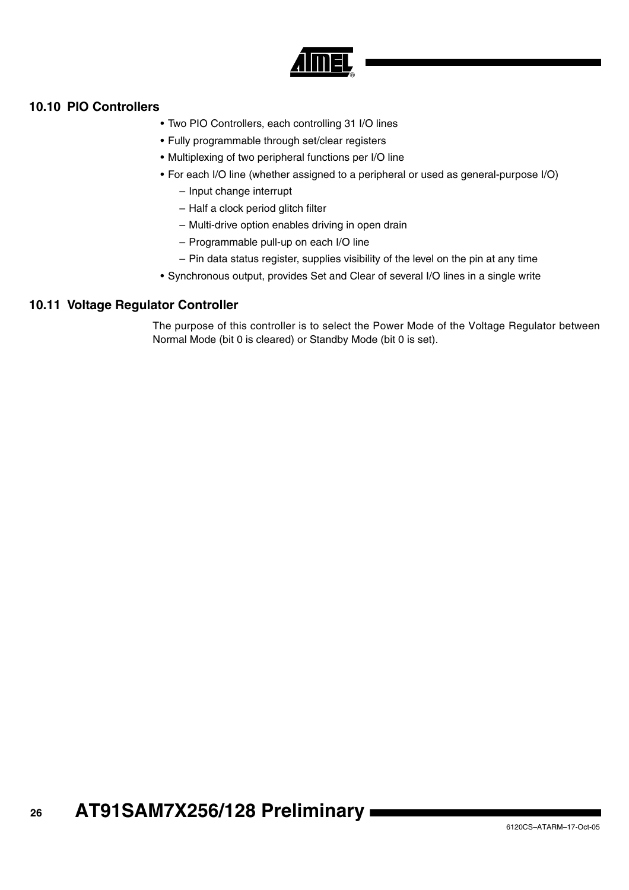## 10.10 PIO Controllers

- Two PIO Controllers, each controlling 31 I/O lines
- Fully programmable through set/clear registers
- Multiplexing of two peripheral functions per I/O line
- For each I/O line (whether assigned to a peripheral or used as general-purpose I/O)
  - Input change interrupt
  - Half a clock period glitch filter
  - Multi-drive option enables driving in open drain
  - Programmable pull-up on each I/O line
  - Pin data status register, supplies visibility of the level on the pin at any time
- Synchronous output, provides Set and Clear of several I/O lines in a single write

## 10.11 Voltage Regulator Controller

The purpose of this controller is to select the Power Mode of the Voltage Regulator between Normal Mode (bit 0 is cleared) or Standby Mode (bit 0 is set).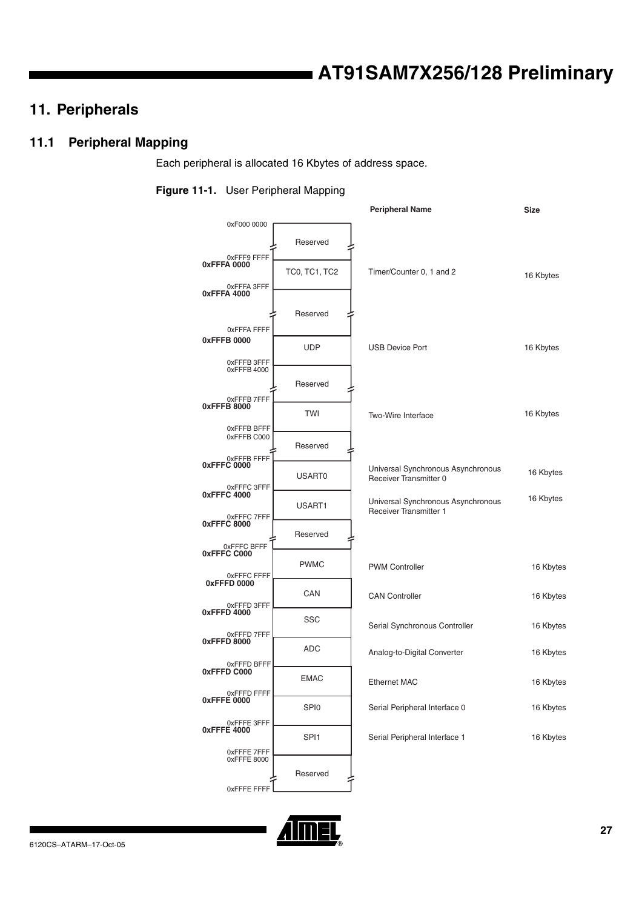# 11. Peripherals

## 11.1 Peripheral Mapping

Each peripheral is allocated 16 Kbytes of address space.

**Figure 11-1.** User Peripheral Mapping

| Start Address | End Address | Peripheral | Peripheral Name | Size |
|---|---|---|---|---|
| 0xF000 0000 | 0xFFF9 FFFF | Reserved | | |
| 0xFFFA 0000 | 0xFFFA 3FFF | TC0, TC1, TC2 | Timer/Counter 0, 1 and 2 | 16 Kbytes |
| 0xFFFA 4000 | 0xFFFA FFFF | Reserved | | |
| 0xFFFB 0000 | 0xFFFB 3FFF | UDP | USB Device Port | 16 Kbytes |
| 0xFFFB 4000 | 0xFFFB 7FFF | Reserved | | |
| 0xFFFB 8000 | 0xFFFB BFFF | TWI | Two-Wire Interface | 16 Kbytes |
| 0xFFFB C000 | 0xFFFB FFFF | Reserved | | |
| 0xFFFC 0000 | 0xFFFC 3FFF | USART0 | Universal Synchronous Asynchronous Receiver Transmitter 0 | 16 Kbytes |
| 0xFFFC 4000 | 0xFFFC 7FFF | USART1 | Universal Synchronous Asynchronous Receiver Transmitter 1 | 16 Kbytes |
| 0xFFFC 8000 | 0xFFFC BFFF | Reserved | | |
| 0xFFFC C000 | 0xFFFC FFFF | PWMC | PWM Controller | 16 Kbytes |
| 0xFFFD 0000 | 0xFFFD 3FFF | CAN | CAN Controller | 16 Kbytes |
| 0xFFFD 4000 | 0xFFFD 7FFF | SSC | Serial Synchronous Controller | 16 Kbytes |
| 0xFFFD 8000 | 0xFFFD BFFF | ADC | Analog-to-Digital Converter | 16 Kbytes |
| 0xFFFD C000 | 0xFFFD FFFF | EMAC | Ethernet MAC | 16 Kbytes |
| 0xFFFE 0000 | 0xFFFE 3FFF | SPI0 | Serial Peripheral Interface 0 | 16 Kbytes |
| 0xFFFE 4000 | 0xFFFE 7FFF | SPI1 | Serial Peripheral Interface 1 | 16 Kbytes |
| 0xFFFE 8000 | 0xFFFE FFFF | Reserved | | |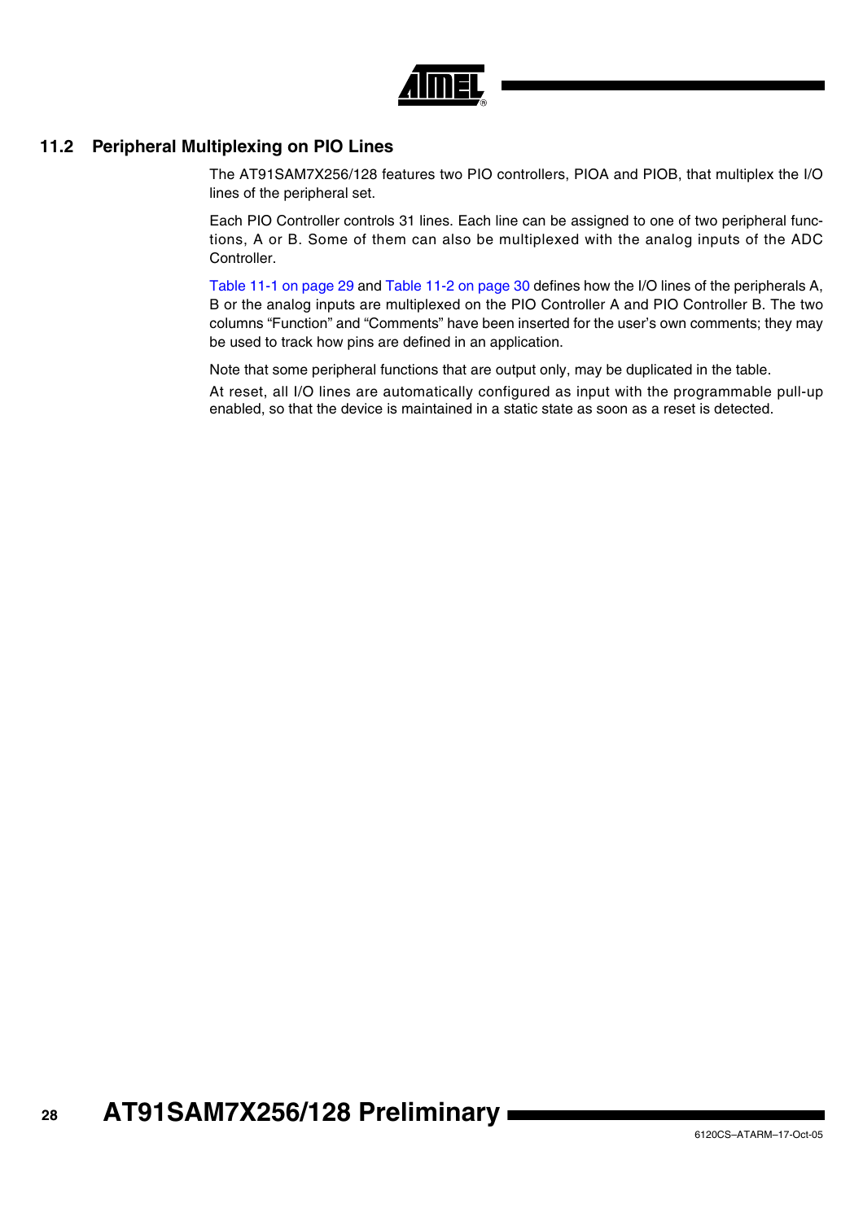## 11.2 Peripheral Multiplexing on PIO Lines

The AT91SAM7X256/128 features two PIO controllers, PIOA and PIOB, that multiplex the I/O lines of the peripheral set.

Each PIO Controller controls 31 lines. Each line can be assigned to one of two peripheral functions, A or B. Some of them can also be multiplexed with the analog inputs of the ADC Controller.

Table 11-1 on page 29 and Table 11-2 on page 30 defines how the I/O lines of the peripherals A, B or the analog inputs are multiplexed on the PIO Controller A and PIO Controller B. The two columns "Function" and "Comments" have been inserted for the user's own comments; they may be used to track how pins are defined in an application.

Note that some peripheral functions that are output only, may be duplicated in the table.

At reset, all I/O lines are automatically configured as input with the programmable pull-up enabled, so that the device is maintained in a static state as soon as a reset is detected.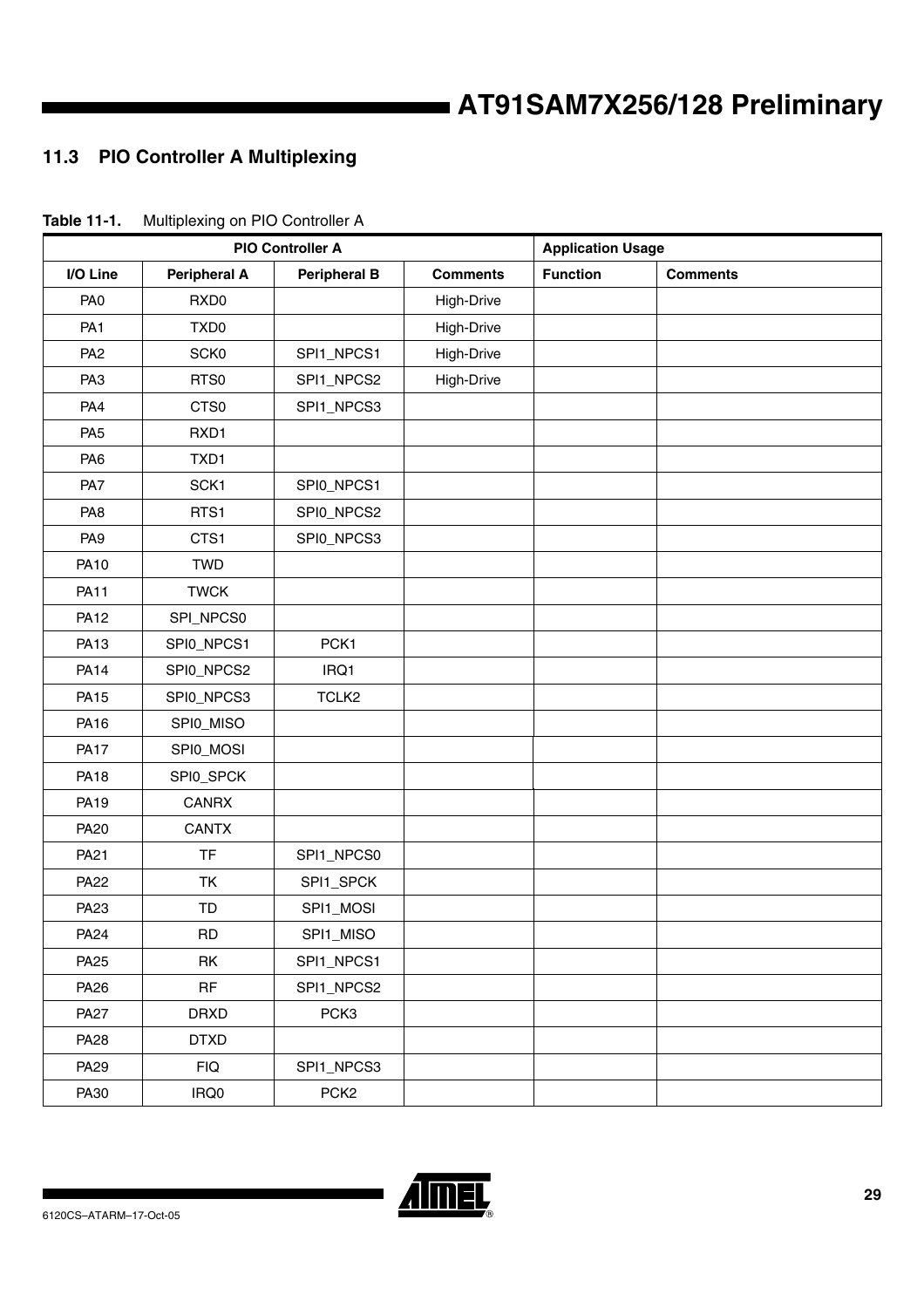## 11.3 PIO Controller A Multiplexing

**Table 11-1.** Multiplexing on PIO Controller A

| PIO Controller A | | | | Application Usage | |
|---|---|---|---|---|---|
| **I/O Line** | **Peripheral A** | **Peripheral B** | **Comments** | **Function** | **Comments** |
| PA0 | RXD0 | | High-Drive | | |
| PA1 | TXD0 | | High-Drive | | |
| PA2 | SCK0 | SPI1_NPCS1 | High-Drive | | |
| PA3 | RTS0 | SPI1_NPCS2 | High-Drive | | |
| PA4 | CTS0 | SPI1_NPCS3 | | | |
| PA5 | RXD1 | | | | |
| PA6 | TXD1 | | | | |
| PA7 | SCK1 | SPI0_NPCS1 | | | |
| PA8 | RTS1 | SPI0_NPCS2 | | | |
| PA9 | CTS1 | SPI0_NPCS3 | | | |
| PA10 | TWD | | | | |
| PA11 | TWCK | | | | |
| PA12 | SPI_NPCS0 | | | | |
| PA13 | SPI0_NPCS1 | PCK1 | | | |
| PA14 | SPI0_NPCS2 | IRQ1 | | | |
| PA15 | SPI0_NPCS3 | TCLK2 | | | |
| PA16 | SPI0_MISO | | | | |
| PA17 | SPI0_MOSI | | | | |
| PA18 | SPI0_SPCK | | | | |
| PA19 | CANRX | | | | |
| PA20 | CANTX | | | | |
| PA21 | TF | SPI1_NPCS0 | | | |
| PA22 | TK | SPI1_SPCK | | | |
| PA23 | TD | SPI1_MOSI | | | |
| PA24 | RD | SPI1_MISO | | | |
| PA25 | RK | SPI1_NPCS1 | | | |
| PA26 | RF | SPI1_NPCS2 | | | |
| PA27 | DRXD | PCK3 | | | |
| PA28 | DTXD | | | | |
| PA29 | FIQ | SPI1_NPCS3 | | | |
| PA30 | IRQ0 | PCK2 | | | |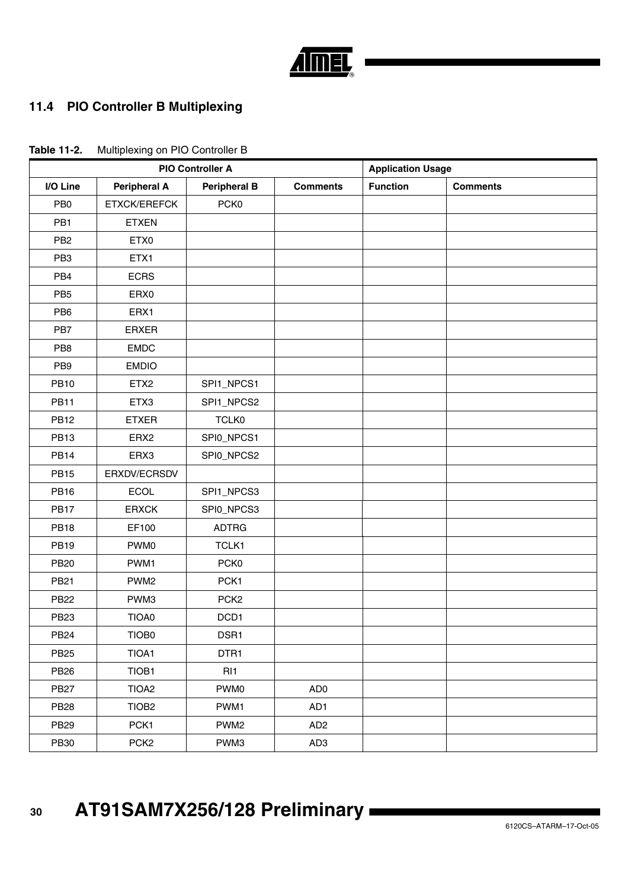### 11.4 PIO Controller B Multiplexing

**Table 11-2.** Multiplexing on PIO Controller B

| PIO Controller A | | | | Application Usage | |
|---|---|---|---|---|---|
| **I/O Line** | **Peripheral A** | **Peripheral B** | **Comments** | **Function** | **Comments** |
| PB0 | ETXCK/EREFCK | PCK0 | | | |
| PB1 | ETXEN | | | | |
| PB2 | ETX0 | | | | |
| PB3 | ETX1 | | | | |
| PB4 | ECRS | | | | |
| PB5 | ERX0 | | | | |
| PB6 | ERX1 | | | | |
| PB7 | ERXER | | | | |
| PB8 | EMDC | | | | |
| PB9 | EMDIO | | | | |
| PB10 | ETX2 | SPI1_NPCS1 | | | |
| PB11 | ETX3 | SPI1_NPCS2 | | | |
| PB12 | ETXER | TCLK0 | | | |
| PB13 | ERX2 | SPI0_NPCS1 | | | |
| PB14 | ERX3 | SPI0_NPCS2 | | | |
| PB15 | ERXDV/ECRSDV | | | | |
| PB16 | ECOL | SPI1_NPCS3 | | | |
| PB17 | ERXCK | SPI0_NPCS3 | | | |
| PB18 | EF100 | ADTRG | | | |
| PB19 | PWM0 | TCLK1 | | | |
| PB20 | PWM1 | PCK0 | | | |
| PB21 | PWM2 | PCK1 | | | |
| PB22 | PWM3 | PCK2 | | | |
| PB23 | TIOA0 | DCD1 | | | |
| PB24 | TIOB0 | DSR1 | | | |
| PB25 | TIOA1 | DTR1 | | | |
| PB26 | TIOB1 | RI1 | | | |
| PB27 | TIOA2 | PWM0 | AD0 | | |
| PB28 | TIOB2 | PWM1 | AD1 | | |
| PB29 | PCK1 | PWM2 | AD2 | | |
| PB30 | PCK2 | PWM3 | AD3 | | |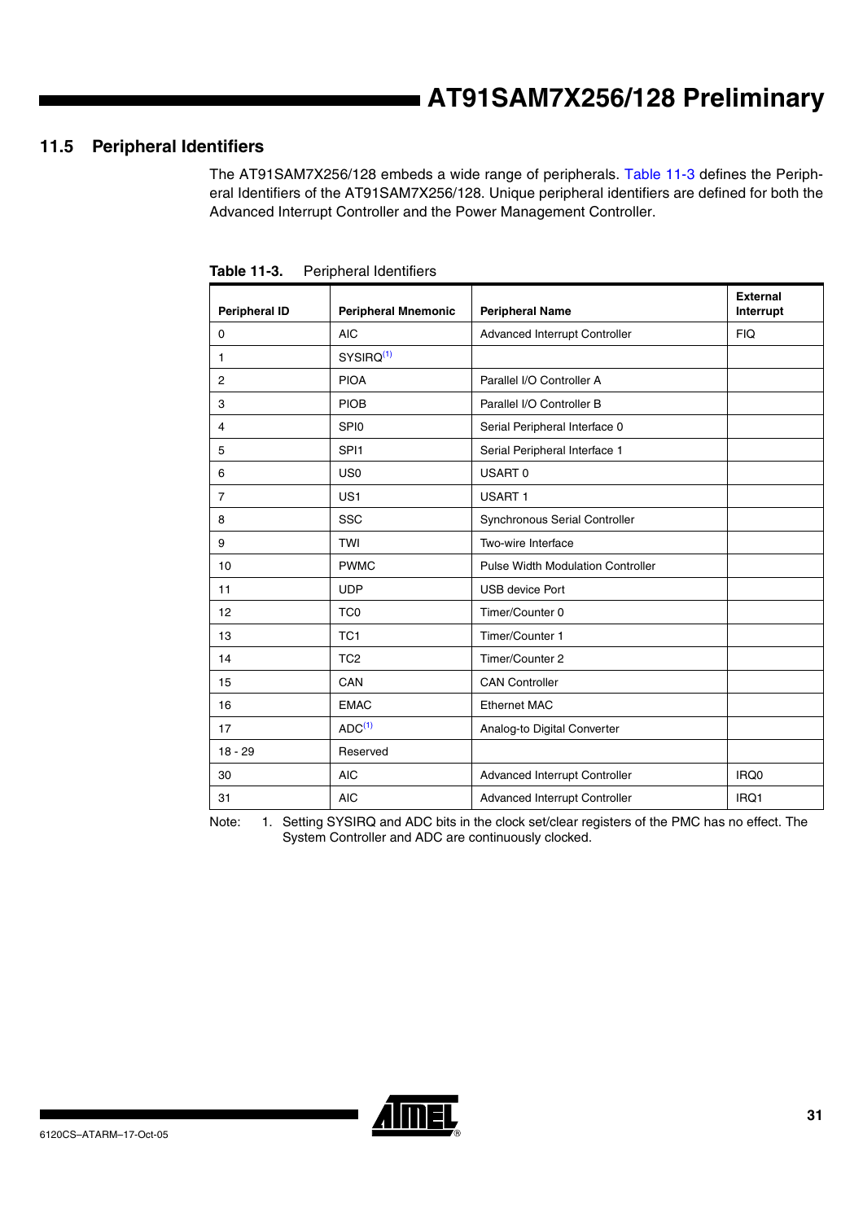## 11.5 Peripheral Identifiers

The AT91SAM7X256/128 embeds a wide range of peripherals. Table 11-3 defines the Peripheral Identifiers of the AT91SAM7X256/128. Unique peripheral identifiers are defined for both the Advanced Interrupt Controller and the Power Management Controller.

**Table 11-3.** Peripheral Identifiers

| Peripheral ID | Peripheral Mnemonic | Peripheral Name | External Interrupt |
|---|---|---|---|
| 0 | AIC | Advanced Interrupt Controller | FIQ |
| 1 | SYSIRQ[1] | | |
| 2 | PIOA | Parallel I/O Controller A | |
| 3 | PIOB | Parallel I/O Controller B | |
| 4 | SPI0 | Serial Peripheral Interface 0 | |
| 5 | SPI1 | Serial Peripheral Interface 1 | |
| 6 | US0 | USART 0 | |
| 7 | US1 | USART 1 | |
| 8 | SSC | Synchronous Serial Controller | |
| 9 | TWI | Two-wire Interface | |
| 10 | PWMC | Pulse Width Modulation Controller | |
| 11 | UDP | USB device Port | |
| 12 | TC0 | Timer/Counter 0 | |
| 13 | TC1 | Timer/Counter 1 | |
| 14 | TC2 | Timer/Counter 2 | |
| 15 | CAN | CAN Controller | |
| 16 | EMAC | Ethernet MAC | |
| 17 | ADC[1] | Analog-to Digital Converter | |
| 18 - 29 | Reserved | | |
| 30 | AIC | Advanced Interrupt Controller | IRQ0 |
| 31 | AIC | Advanced Interrupt Controller | IRQ1 |

Note: 1. Setting SYSIRQ and ADC bits in the clock set/clear registers of the PMC has no effect. The System Controller and ADC are continuously clocked.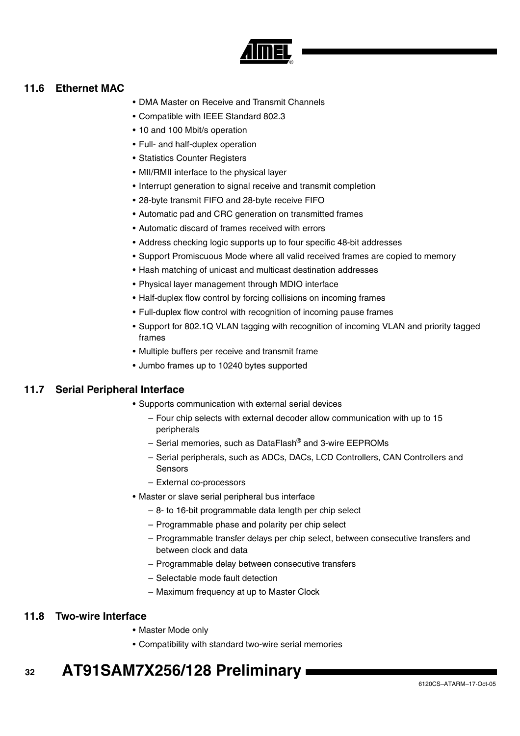## 11.6 Ethernet MAC

- DMA Master on Receive and Transmit Channels
- Compatible with IEEE Standard 802.3
- 10 and 100 Mbit/s operation
- Full- and half-duplex operation
- Statistics Counter Registers
- MII/RMII interface to the physical layer
- Interrupt generation to signal receive and transmit completion
- 28-byte transmit FIFO and 28-byte receive FIFO
- Automatic pad and CRC generation on transmitted frames
- Automatic discard of frames received with errors
- Address checking logic supports up to four specific 48-bit addresses
- Support Promiscuous Mode where all valid received frames are copied to memory
- Hash matching of unicast and multicast destination addresses
- Physical layer management through MDIO interface
- Half-duplex flow control by forcing collisions on incoming frames
- Full-duplex flow control with recognition of incoming pause frames
- Support for 802.1Q VLAN tagging with recognition of incoming VLAN and priority tagged frames
- Multiple buffers per receive and transmit frame
- Jumbo frames up to 10240 bytes supported

## 11.7 Serial Peripheral Interface

- Supports communication with external serial devices
  - Four chip selects with external decoder allow communication with up to 15 peripherals
  - Serial memories, such as DataFlash® and 3-wire EEPROMs
  - Serial peripherals, such as ADCs, DACs, LCD Controllers, CAN Controllers and Sensors
  - External co-processors
- Master or slave serial peripheral bus interface
  - 8- to 16-bit programmable data length per chip select
  - Programmable phase and polarity per chip select
  - Programmable transfer delays per chip select, between consecutive transfers and between clock and data
  - Programmable delay between consecutive transfers
  - Selectable mode fault detection
  - Maximum frequency at up to Master Clock

## 11.8 Two-wire Interface

- Master Mode only
- Compatibility with standard two-wire serial memories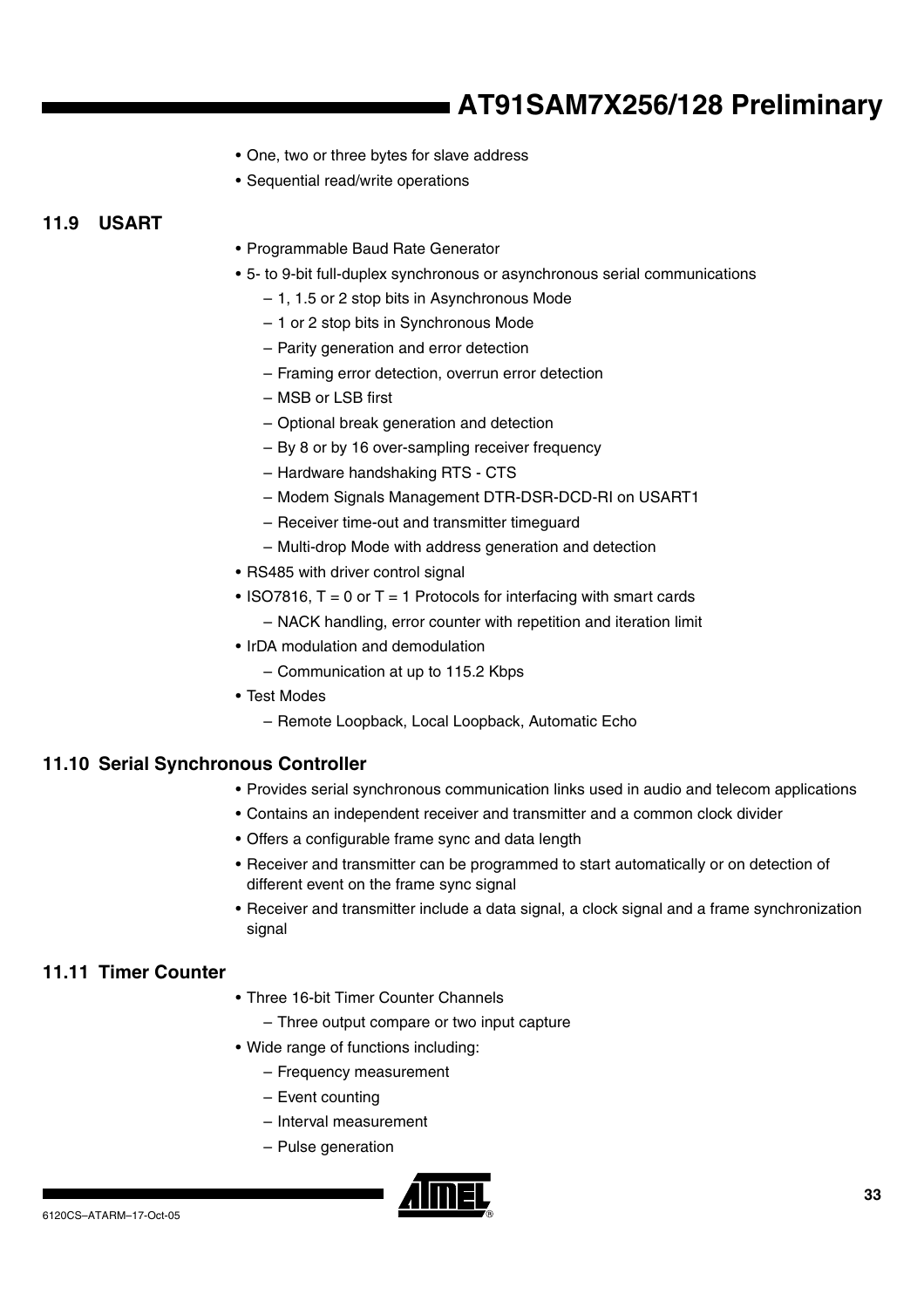- One, two or three bytes for slave address
- Sequential read/write operations

## 11.9 USART

- Programmable Baud Rate Generator
- 5- to 9-bit full-duplex synchronous or asynchronous serial communications
  - 1, 1.5 or 2 stop bits in Asynchronous Mode
  - 1 or 2 stop bits in Synchronous Mode
  - Parity generation and error detection
  - Framing error detection, overrun error detection
  - MSB or LSB first
  - Optional break generation and detection
  - By 8 or by 16 over-sampling receiver frequency
  - Hardware handshaking RTS - CTS
  - Modem Signals Management DTR-DSR-DCD-RI on USART1
  - Receiver time-out and transmitter timeguard
  - Multi-drop Mode with address generation and detection
- RS485 with driver control signal
- ISO7816, T = 0 or T = 1 Protocols for interfacing with smart cards
  - NACK handling, error counter with repetition and iteration limit
- IrDA modulation and demodulation
  - Communication at up to 115.2 Kbps
- Test Modes
  - Remote Loopback, Local Loopback, Automatic Echo

## 11.10 Serial Synchronous Controller

- Provides serial synchronous communication links used in audio and telecom applications
- Contains an independent receiver and transmitter and a common clock divider
- Offers a configurable frame sync and data length
- Receiver and transmitter can be programmed to start automatically or on detection of different event on the frame sync signal
- Receiver and transmitter include a data signal, a clock signal and a frame synchronization signal

## 11.11 Timer Counter

- Three 16-bit Timer Counter Channels
  - Three output compare or two input capture
- Wide range of functions including:
  - Frequency measurement
  - Event counting
  - Interval measurement
  - Pulse generation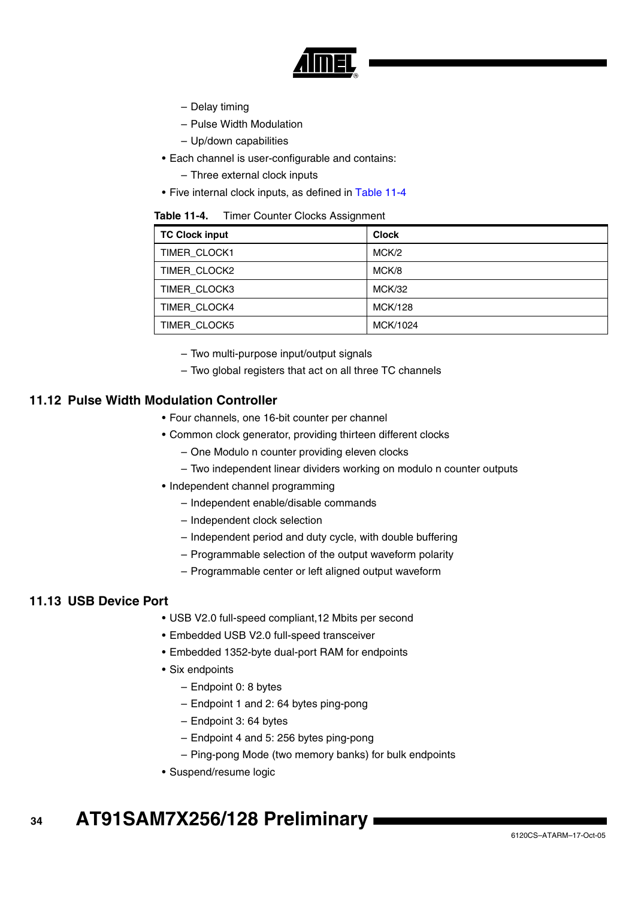- Delay timing
  - Pulse Width Modulation
  - Up/down capabilities
- Each channel is user-configurable and contains:
  - Three external clock inputs
- Five internal clock inputs, as defined in Table 11-4

**Table 11-4.** Timer Counter Clocks Assignment

| TC Clock input | Clock |
|---|---|
| TIMER_CLOCK1 | MCK/2 |
| TIMER_CLOCK2 | MCK/8 |
| TIMER_CLOCK3 | MCK/32 |
| TIMER_CLOCK4 | MCK/128 |
| TIMER_CLOCK5 | MCK/1024 |

  - Two multi-purpose input/output signals
  - Two global registers that act on all three TC channels

## 11.12 Pulse Width Modulation Controller

- Four channels, one 16-bit counter per channel
- Common clock generator, providing thirteen different clocks
  - One Modulo n counter providing eleven clocks
  - Two independent linear dividers working on modulo n counter outputs
- Independent channel programming
  - Independent enable/disable commands
  - Independent clock selection
  - Independent period and duty cycle, with double buffering
  - Programmable selection of the output waveform polarity
  - Programmable center or left aligned output waveform

## 11.13 USB Device Port

- USB V2.0 full-speed compliant,12 Mbits per second
- Embedded USB V2.0 full-speed transceiver
- Embedded 1352-byte dual-port RAM for endpoints
- Six endpoints
  - Endpoint 0: 8 bytes
  - Endpoint 1 and 2: 64 bytes ping-pong
  - Endpoint 3: 64 bytes
  - Endpoint 4 and 5: 256 bytes ping-pong
  - Ping-pong Mode (two memory banks) for bulk endpoints
- Suspend/resume logic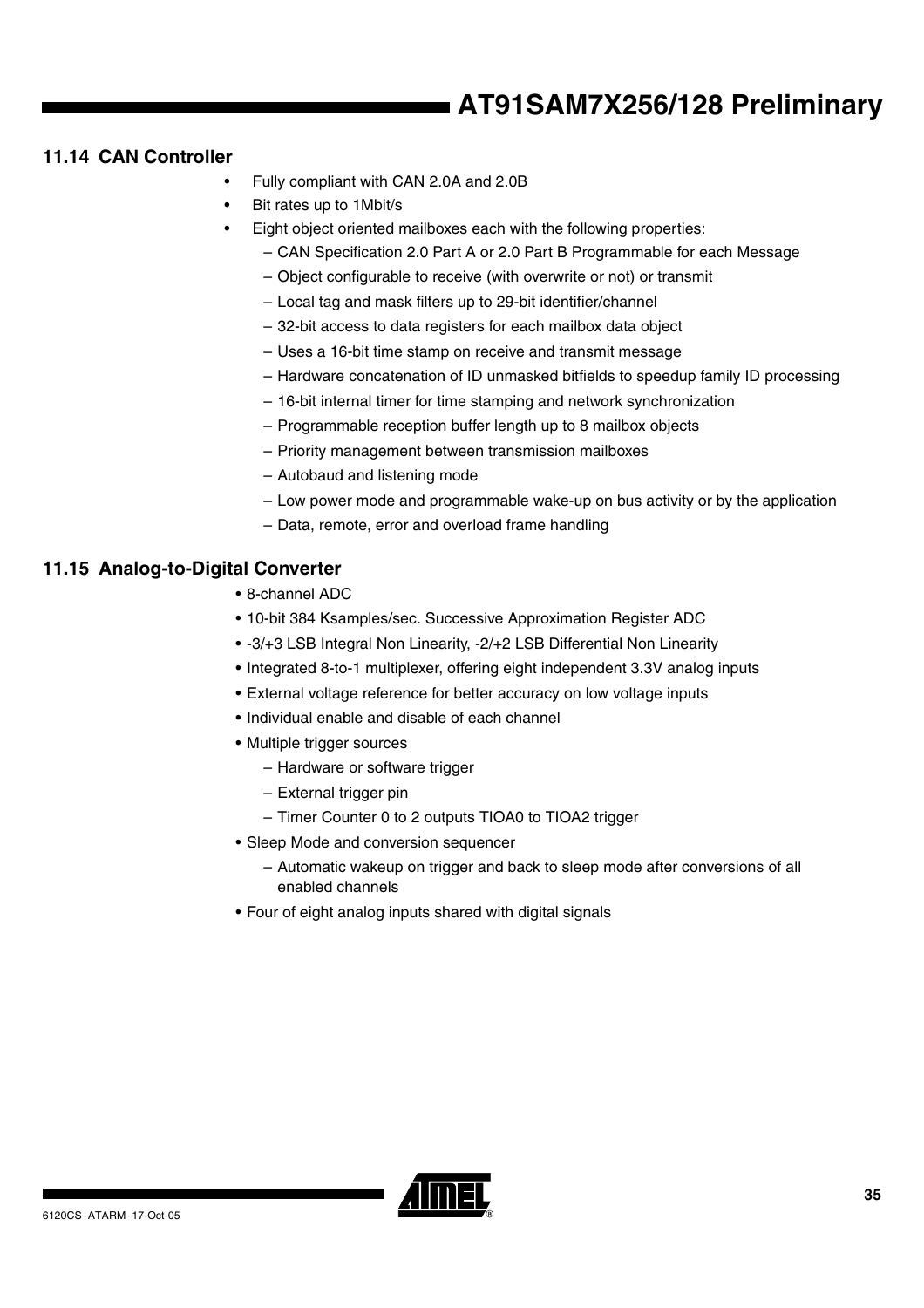## 11.14 CAN Controller

- Fully compliant with CAN 2.0A and 2.0B
- Bit rates up to 1Mbit/s
- Eight object oriented mailboxes each with the following properties:
  - CAN Specification 2.0 Part A or 2.0 Part B Programmable for each Message
  - Object configurable to receive (with overwrite or not) or transmit
  - Local tag and mask filters up to 29-bit identifier/channel
  - 32-bit access to data registers for each mailbox data object
  - Uses a 16-bit time stamp on receive and transmit message
  - Hardware concatenation of ID unmasked bitfields to speedup family ID processing
  - 16-bit internal timer for time stamping and network synchronization
  - Programmable reception buffer length up to 8 mailbox objects
  - Priority management between transmission mailboxes
  - Autobaud and listening mode
  - Low power mode and programmable wake-up on bus activity or by the application
  - Data, remote, error and overload frame handling

## 11.15 Analog-to-Digital Converter

- 8-channel ADC
- 10-bit 384 Ksamples/sec. Successive Approximation Register ADC
- -3/+3 LSB Integral Non Linearity, -2/+2 LSB Differential Non Linearity
- Integrated 8-to-1 multiplexer, offering eight independent 3.3V analog inputs
- External voltage reference for better accuracy on low voltage inputs
- Individual enable and disable of each channel
- Multiple trigger sources
  - Hardware or software trigger
  - External trigger pin
  - Timer Counter 0 to 2 outputs TIOA0 to TIOA2 trigger
- Sleep Mode and conversion sequencer
  - Automatic wakeup on trigger and back to sleep mode after conversions of all enabled channels
- Four of eight analog inputs shared with digital signals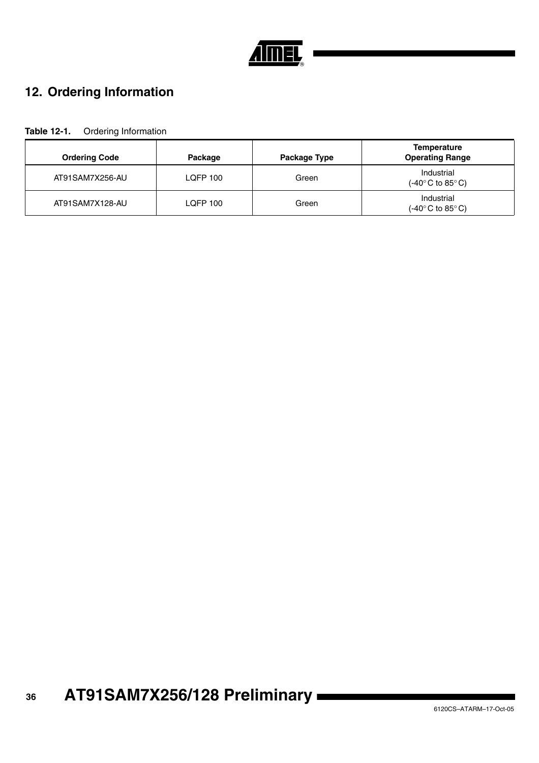# 12. Ordering Information

**Table 12-1.** Ordering Information

| Ordering Code | Package | Package Type | Temperature Operating Range |
|---|---|---|---|
| AT91SAM7X256-AU | LQFP 100 | Green | Industrial (-40° C to 85° C) |
| AT91SAM7X128-AU | LQFP 100 | Green | Industrial (-40° C to 85° C) |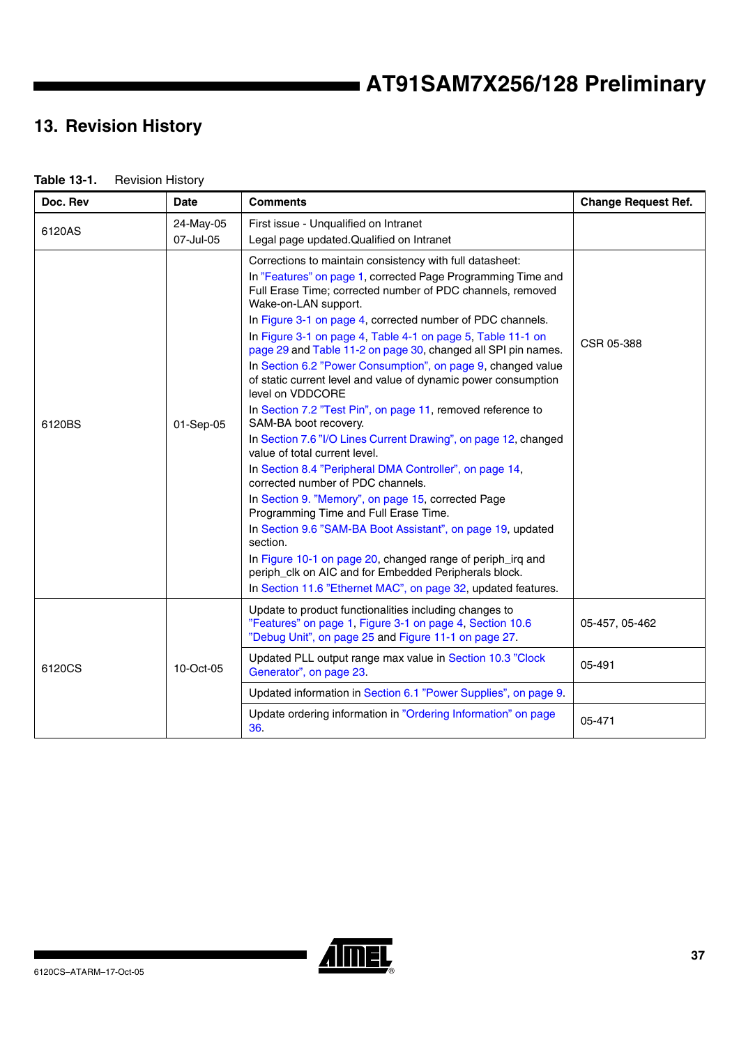## 13. Revision History

**Table 13-1.** Revision History

| Doc. Rev | Date | Comments | Change Request Ref. |
|---|---|---|---|
| 6120AS | 24-May-05<br>07-Jul-05 | First issue - Unqualified on Intranet<br>Legal page updated.Qualified on Intranet | |
| 6120BS | 01-Sep-05 | Corrections to maintain consistency with full datasheet:<br>In "Features" on page 1, corrected Page Programming Time and Full Erase Time; corrected number of PDC channels, removed Wake-on-LAN support.<br>In Figure 3-1 on page 4, corrected number of PDC channels.<br>In Figure 3-1 on page 4, Table 4-1 on page 5, Table 11-1 on page 29 and Table 11-2 on page 30, changed all SPI pin names.<br>In Section 6.2 "Power Consumption", on page 9, changed value of static current level and value of dynamic power consumption level on VDDCORE<br>In Section 7.2 "Test Pin", on page 11, removed reference to SAM-BA boot recovery.<br>In Section 7.6 "I/O Lines Current Drawing", on page 12, changed value of total current level.<br>In Section 8.4 "Peripheral DMA Controller", on page 14, corrected number of PDC channels.<br>In Section 9. "Memory", on page 15, corrected Page Programming Time and Full Erase Time.<br>In Section 9.6 "SAM-BA Boot Assistant", on page 19, updated section.<br>In Figure 10-1 on page 20, changed range of periph_irq and periph_clk on AIC and for Embedded Peripherals block.<br>In Section 11.6 "Ethernet MAC", on page 32, updated features. | CSR 05-388 |
| 6120CS | 10-Oct-05 | Update to product functionalities including changes to "Features" on page 1, Figure 3-1 on page 4, Section 10.6 "Debug Unit", on page 25 and Figure 11-1 on page 27. | 05-457, 05-462 |
| | | Updated PLL output range max value in Section 10.3 "Clock Generator", on page 23. | 05-491 |
| | | Updated information in Section 6.1 "Power Supplies", on page 9. | |
| | | Update ordering information in "Ordering Information" on page 36. | 05-471 |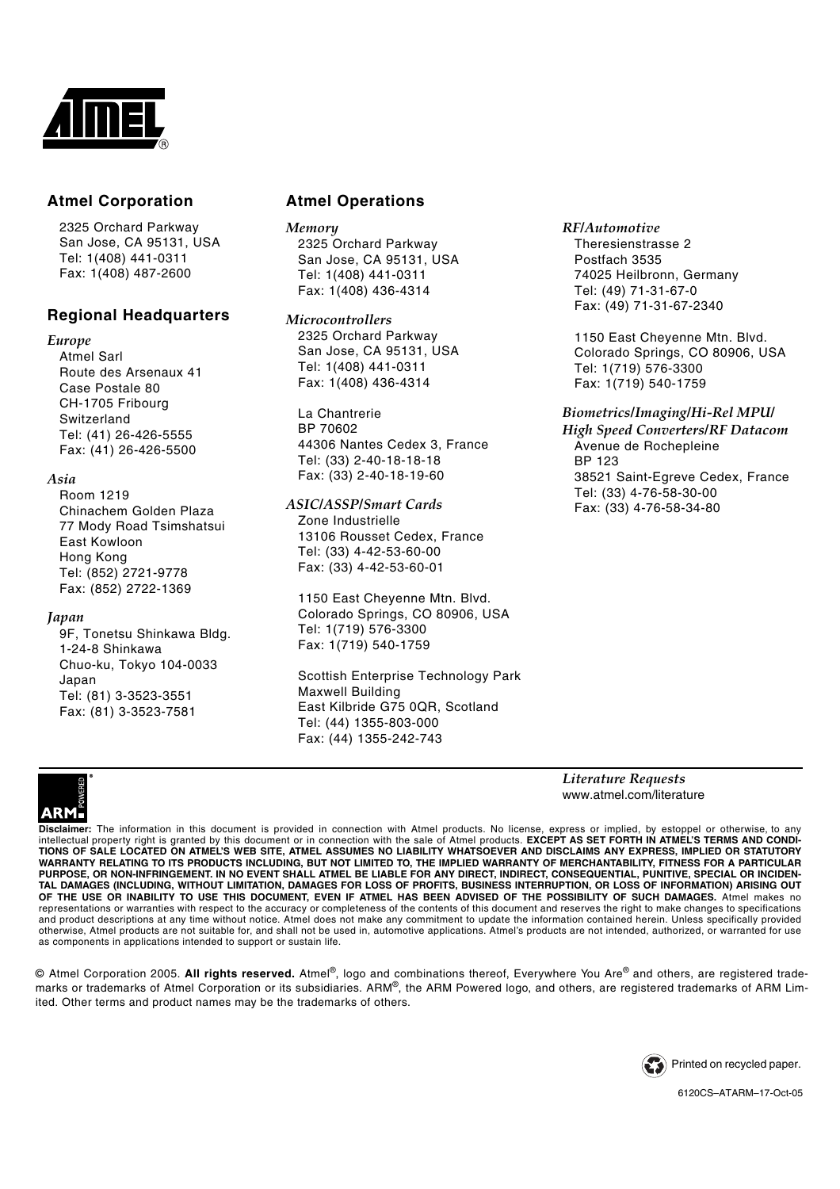## Atmel Corporation

2325 Orchard Parkway
San Jose, CA 95131, USA
Tel: 1(408) 441-0311
Fax: 1(408) 487-2600

## Regional Headquarters

*Europe*

Atmel Sarl
Route des Arsenaux 41
Case Postale 80
CH-1705 Fribourg
Switzerland
Tel: (41) 26-426-5555
Fax: (41) 26-426-5500

*Asia*

Room 1219
Chinachem Golden Plaza
77 Mody Road Tsimshatsui
East Kowloon
Hong Kong
Tel: (852) 2721-9778
Fax: (852) 2722-1369

*Japan*

9F, Tonetsu Shinkawa Bldg.
1-24-8 Shinkawa
Chuo-ku, Tokyo 104-0033
Japan
Tel: (81) 3-3523-3551
Fax: (81) 3-3523-7581

## Atmel Operations

*Memory*

2325 Orchard Parkway
San Jose, CA 95131, USA
Tel: 1(408) 441-0311
Fax: 1(408) 436-4314

*Microcontrollers*

2325 Orchard Parkway
San Jose, CA 95131, USA
Tel: 1(408) 441-0311
Fax: 1(408) 436-4314

La Chantrerie
BP 70602
44306 Nantes Cedex 3, France
Tel: (33) 2-40-18-18-18
Fax: (33) 2-40-18-19-60

*ASIC/ASSP/Smart Cards*

Zone Industrielle
13106 Rousset Cedex, France
Tel: (33) 4-42-53-60-00
Fax: (33) 4-42-53-60-01

1150 East Cheyenne Mtn. Blvd.
Colorado Springs, CO 80906, USA
Tel: 1(719) 576-3300
Fax: 1(719) 540-1759

Scottish Enterprise Technology Park
Maxwell Building
East Kilbride G75 0QR, Scotland
Tel: (44) 1355-803-000
Fax: (44) 1355-242-743

*RF/Automotive*

Theresienstrasse 2
Postfach 3535
74025 Heilbronn, Germany
Tel: (49) 71-31-67-0
Fax: (49) 71-31-67-2340

1150 East Cheyenne Mtn. Blvd.
Colorado Springs, CO 80906, USA
Tel: 1(719) 576-3300
Fax: 1(719) 540-1759

*Biometrics/Imaging/Hi-Rel MPU/ High Speed Converters/RF Datacom*

Avenue de Rochepleine
BP 123
38521 Saint-Egreve Cedex, France
Tel: (33) 4-76-58-30-00
Fax: (33) 4-76-58-34-80

*Literature Requests*
www.atmel.com/literature

**Disclaimer:** The information in this document is provided in connection with Atmel products. No license, express or implied, by estoppel or otherwise, to any intellectual property right is granted by this document or in connection with the sale of Atmel products. **EXCEPT AS SET FORTH IN ATMEL'S TERMS AND CONDITIONS OF SALE LOCATED ON ATMEL'S WEB SITE, ATMEL ASSUMES NO LIABILITY WHATSOEVER AND DISCLAIMS ANY EXPRESS, IMPLIED OR STATUTORY WARRANTY RELATING TO ITS PRODUCTS INCLUDING, BUT NOT LIMITED TO, THE IMPLIED WARRANTY OF MERCHANTABILITY, FITNESS FOR A PARTICULAR PURPOSE, OR NON-INFRINGEMENT. IN NO EVENT SHALL ATMEL BE LIABLE FOR ANY DIRECT, INDIRECT, CONSEQUENTIAL, PUNITIVE, SPECIAL OR INCIDENTAL DAMAGES (INCLUDING, WITHOUT LIMITATION, DAMAGES FOR LOSS OF PROFITS, BUSINESS INTERRUPTION, OR LOSS OF INFORMATION) ARISING OUT OF THE USE OR INABILITY TO USE THIS DOCUMENT, EVEN IF ATMEL HAS BEEN ADVISED OF THE POSSIBILITY OF SUCH DAMAGES.** Atmel makes no representations or warranties with respect to the accuracy or completeness of the contents of this document and reserves the right to make changes to specifications and product descriptions at any time without notice. Atmel does not make any commitment to update the information contained herein. Unless specifically provided otherwise, Atmel products are not suitable for, and shall not be used in, automotive applications. Atmel's products are not intended, authorized, or warranted for use as components in applications intended to support or sustain life.

© Atmel Corporation 2005. **All rights reserved.** Atmel®, logo and combinations thereof, Everywhere You Are® and others, are registered trademarks or trademarks of Atmel Corporation or its subsidiaries. ARM®, the ARM Powered logo, and others, are registered trademarks of ARM Limited. Other terms and product names may be the trademarks of others.

Printed on recycled paper.

6120CS–ATARM–17-Oct-05